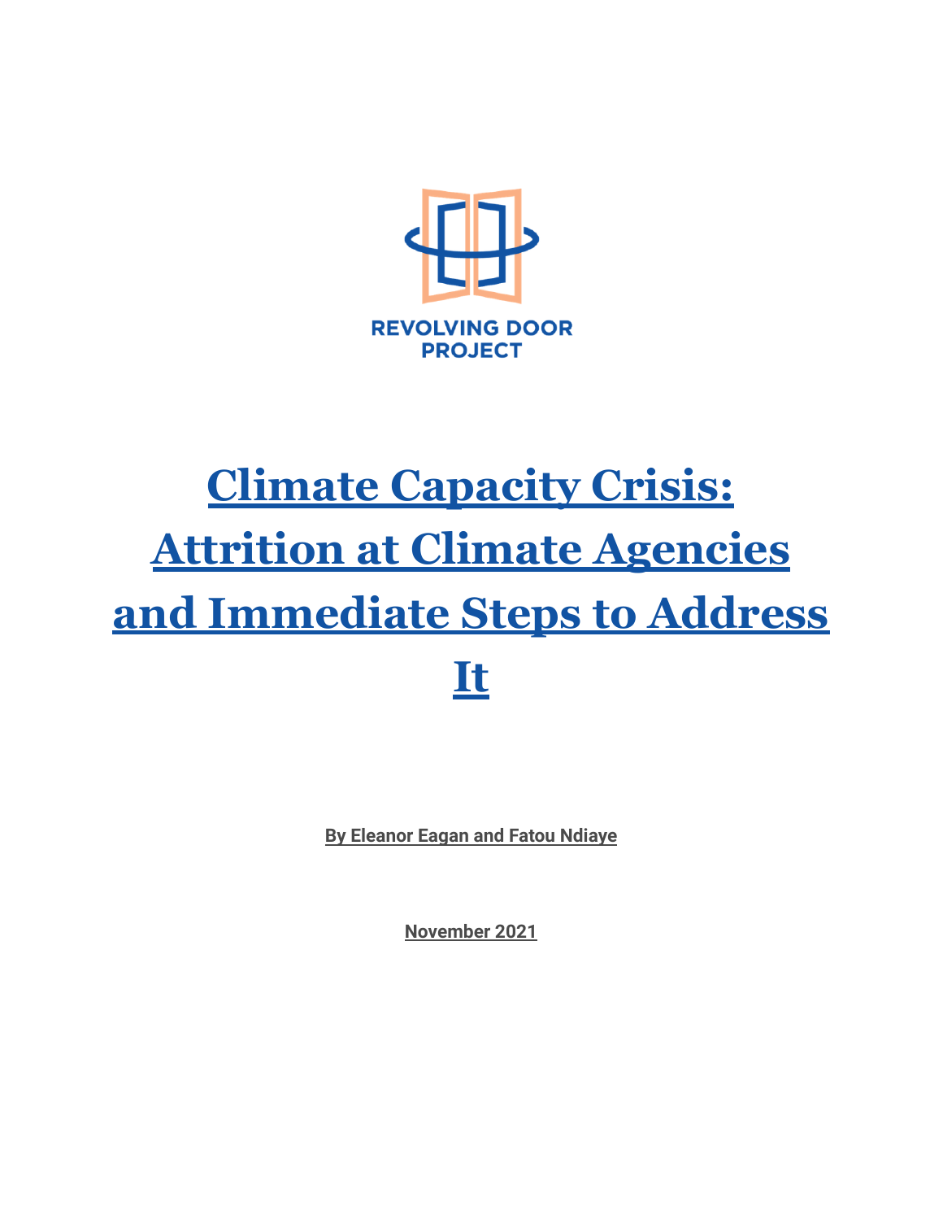REVOLVING DOOR PROJECT

# Climate Capacity Crisis: Attrition at Climate Agencies and Immediate Steps to Address It

**By Eleanor Eagan and Fatou Ndiaye**

**November 2021**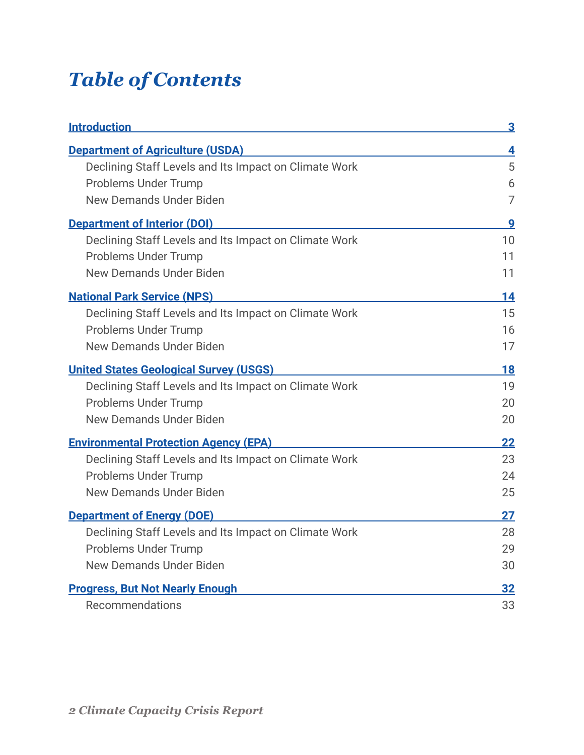# *Table of Contents*

**Introduction** 3

**Department of Agriculture (USDA)** 4

- Declining Staff Levels and Its Impact on Climate Work 5
- Problems Under Trump 6
- New Demands Under Biden 7

**Department of Interior (DOI)** 9

- Declining Staff Levels and Its Impact on Climate Work 10
- Problems Under Trump 11
- New Demands Under Biden 11

**National Park Service (NPS)** 14

- Declining Staff Levels and Its Impact on Climate Work 15
- Problems Under Trump 16
- New Demands Under Biden 17

**United States Geological Survey (USGS)** 18

- Declining Staff Levels and Its Impact on Climate Work 19
- Problems Under Trump 20
- New Demands Under Biden 20

**Environmental Protection Agency (EPA)** 22

- Declining Staff Levels and Its Impact on Climate Work 23
- Problems Under Trump 24
- New Demands Under Biden 25

**Department of Energy (DOE)** 27

- Declining Staff Levels and Its Impact on Climate Work 28
- Problems Under Trump 29
- New Demands Under Biden 30

**Progress, But Not Nearly Enough** 32

- Recommendations 33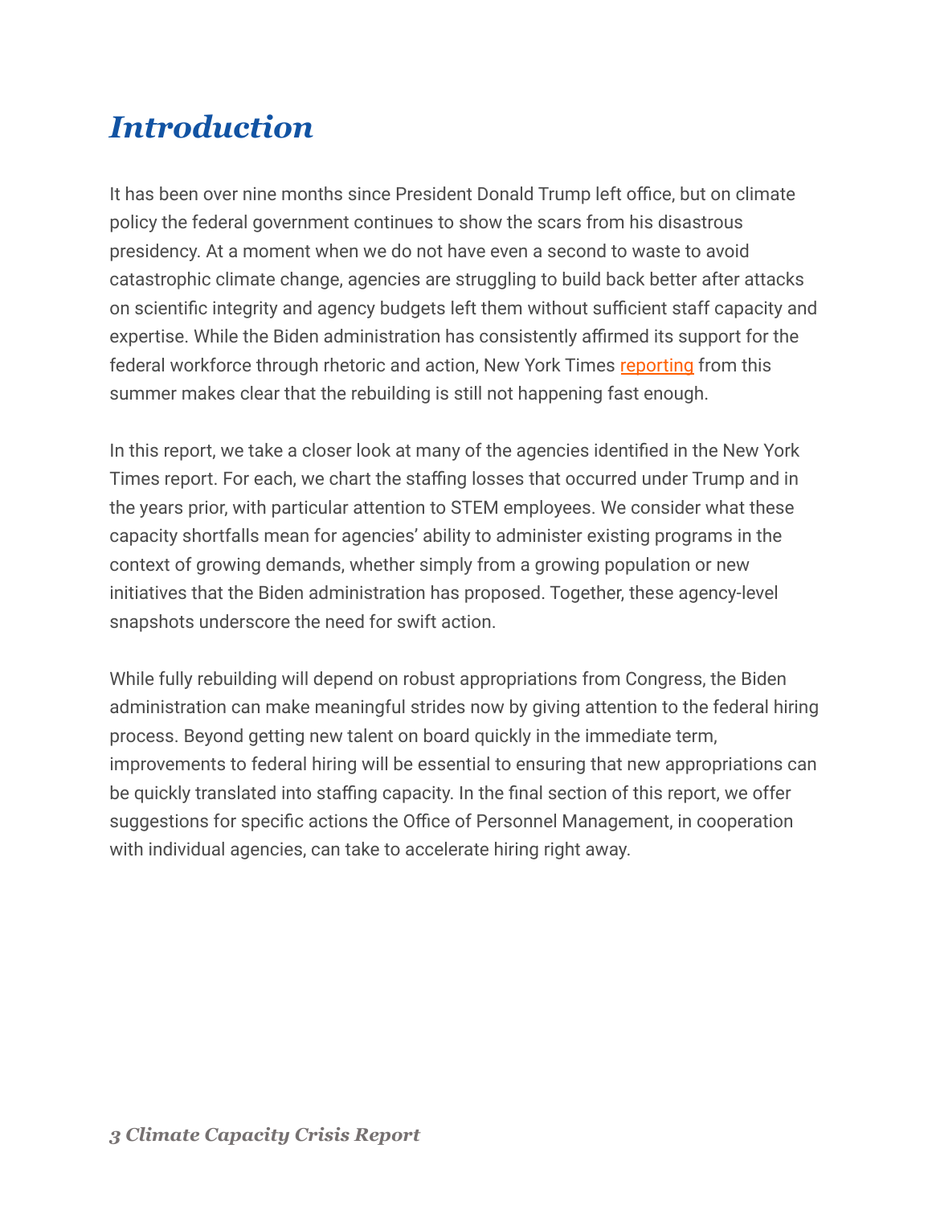# *Introduction*

It has been over nine months since President Donald Trump left office, but on climate policy the federal government continues to show the scars from his disastrous presidency. At a moment when we do not have even a second to waste to avoid catastrophic climate change, agencies are struggling to build back better after attacks on scientific integrity and agency budgets left them without sufficient staff capacity and expertise. While the Biden administration has consistently affirmed its support for the federal workforce through rhetoric and action, New York Times reporting from this summer makes clear that the rebuilding is still not happening fast enough.

In this report, we take a closer look at many of the agencies identified in the New York Times report. For each, we chart the staffing losses that occurred under Trump and in the years prior, with particular attention to STEM employees. We consider what these capacity shortfalls mean for agencies' ability to administer existing programs in the context of growing demands, whether simply from a growing population or new initiatives that the Biden administration has proposed. Together, these agency-level snapshots underscore the need for swift action.

While fully rebuilding will depend on robust appropriations from Congress, the Biden administration can make meaningful strides now by giving attention to the federal hiring process. Beyond getting new talent on board quickly in the immediate term, improvements to federal hiring will be essential to ensuring that new appropriations can be quickly translated into staffing capacity. In the final section of this report, we offer suggestions for specific actions the Office of Personnel Management, in cooperation with individual agencies, can take to accelerate hiring right away.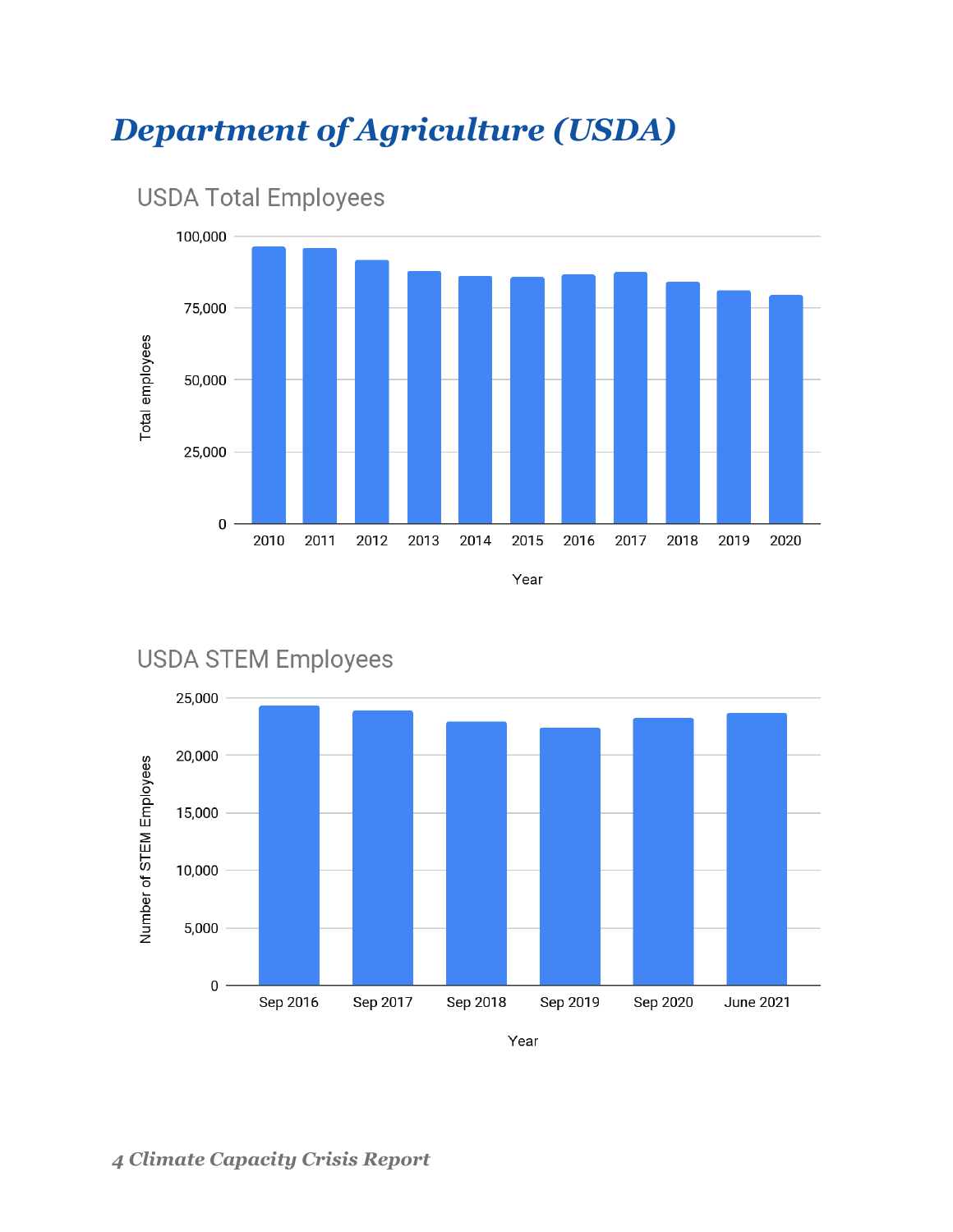# Department of Agriculture (USDA)

USDA Total Employees

USDA STEM Employees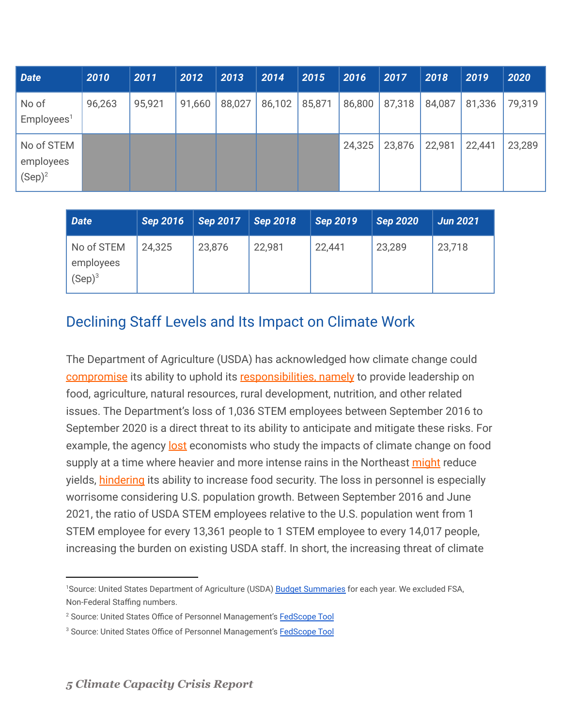| Date | 2010 | 2011 | 2012 | 2013 | 2014 | 2015 | 2016 | 2017 | 2018 | 2019 | 2020 |
|---|---|---|---|---|---|---|---|---|---|---|---|
| No of Employees[1] | 96,263 | 95,921 | 91,660 | 88,027 | 86,102 | 85,871 | 86,800 | 87,318 | 84,087 | 81,336 | 79,319 |
| No of STEM employees (Sep)[2] | | | | | | | 24,325 | 23,876 | 22,981 | 22,441 | 23,289 |

| Date | Sep 2016 | Sep 2017 | Sep 2018 | Sep 2019 | Sep 2020 | Jun 2021 |
|---|---|---|---|---|---|---|
| No of STEM employees (Sep)[3] | 24,325 | 23,876 | 22,981 | 22,441 | 23,289 | 23,718 |

## Declining Staff Levels and Its Impact on Climate Work

The Department of Agriculture (USDA) has acknowledged how climate change could compromise its ability to uphold its responsibilities, namely to provide leadership on food, agriculture, natural resources, rural development, nutrition, and other related issues. The Department's loss of 1,036 STEM employees between September 2016 to September 2020 is a direct threat to its ability to anticipate and mitigate these risks. For example, the agency lost economists who study the impacts of climate change on food supply at a time where heavier and more intense rains in the Northeast might reduce yields, hindering its ability to increase food security. The loss in personnel is especially worrisome considering U.S. population growth. Between September 2016 and June 2021, the ratio of USDA STEM employees relative to the U.S. population went from 1 STEM employee for every 13,361 people to 1 STEM employee to every 14,017 people, increasing the burden on existing USDA staff. In short, the increasing threat of climate

---

[1]Source: United States Department of Agriculture (USDA) Budget Summaries for each year. We excluded FSA, Non-Federal Staffing numbers.

[2] Source: United States Office of Personnel Management's FedScope Tool

[3] Source: United States Office of Personnel Management's FedScope Tool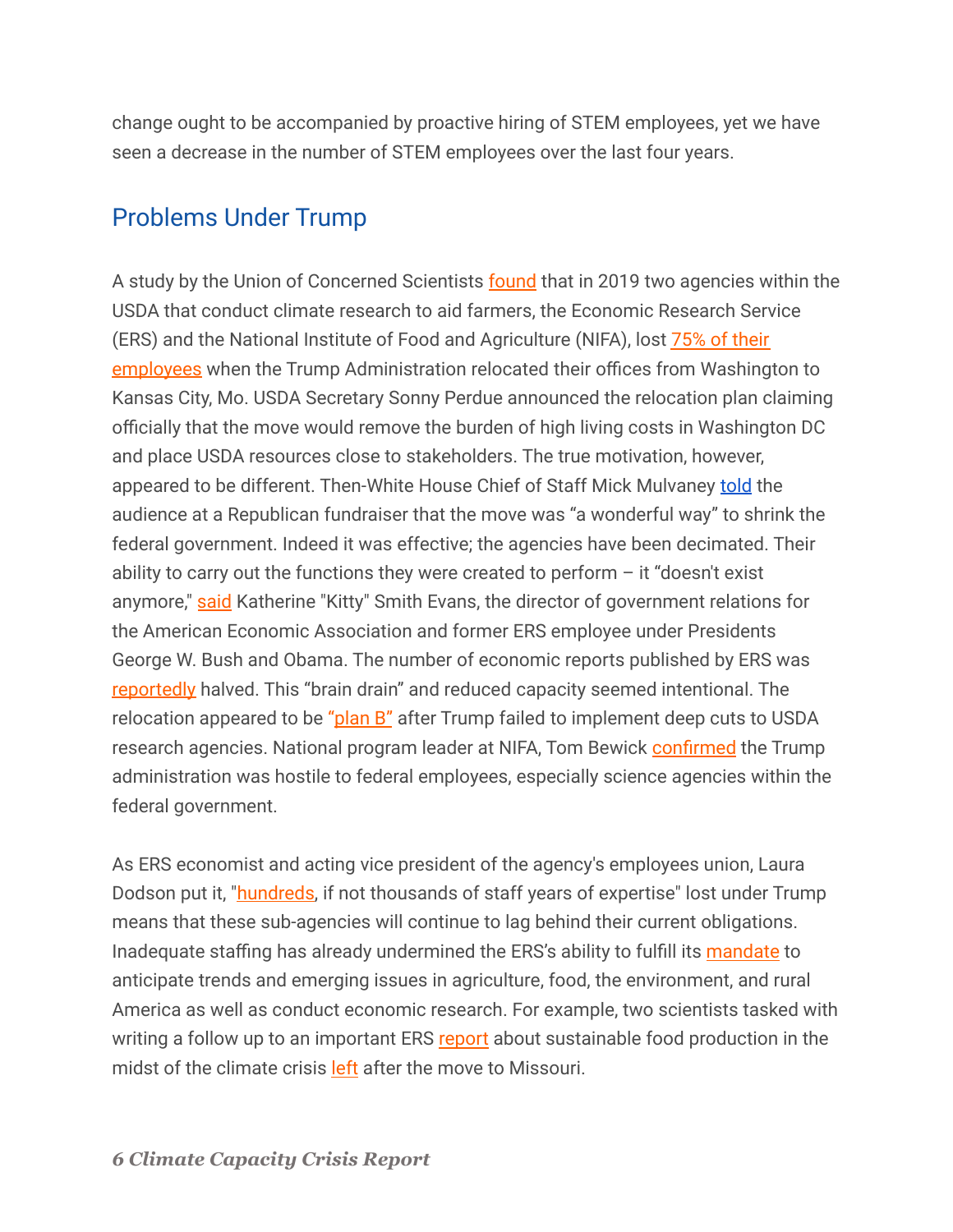change ought to be accompanied by proactive hiring of STEM employees, yet we have seen a decrease in the number of STEM employees over the last four years.

## Problems Under Trump

A study by the Union of Concerned Scientists found that in 2019 two agencies within the USDA that conduct climate research to aid farmers, the Economic Research Service (ERS) and the National Institute of Food and Agriculture (NIFA), lost 75% of their employees when the Trump Administration relocated their offices from Washington to Kansas City, Mo. USDA Secretary Sonny Perdue announced the relocation plan claiming officially that the move would remove the burden of high living costs in Washington DC and place USDA resources close to stakeholders. The true motivation, however, appeared to be different. Then-White House Chief of Staff Mick Mulvaney told the audience at a Republican fundraiser that the move was "a wonderful way" to shrink the federal government. Indeed it was effective; the agencies have been decimated. Their ability to carry out the functions they were created to perform – it "doesn't exist anymore," said Katherine "Kitty" Smith Evans, the director of government relations for the American Economic Association and former ERS employee under Presidents George W. Bush and Obama. The number of economic reports published by ERS was reportedly halved. This "brain drain" and reduced capacity seemed intentional. The relocation appeared to be "plan B" after Trump failed to implement deep cuts to USDA research agencies. National program leader at NIFA, Tom Bewick confirmed the Trump administration was hostile to federal employees, especially science agencies within the federal government.

As ERS economist and acting vice president of the agency's employees union, Laura Dodson put it, "hundreds, if not thousands of staff years of expertise" lost under Trump means that these sub-agencies will continue to lag behind their current obligations. Inadequate staffing has already undermined the ERS's ability to fulfill its mandate to anticipate trends and emerging issues in agriculture, food, the environment, and rural America as well as conduct economic research. For example, two scientists tasked with writing a follow up to an important ERS report about sustainable food production in the midst of the climate crisis left after the move to Missouri.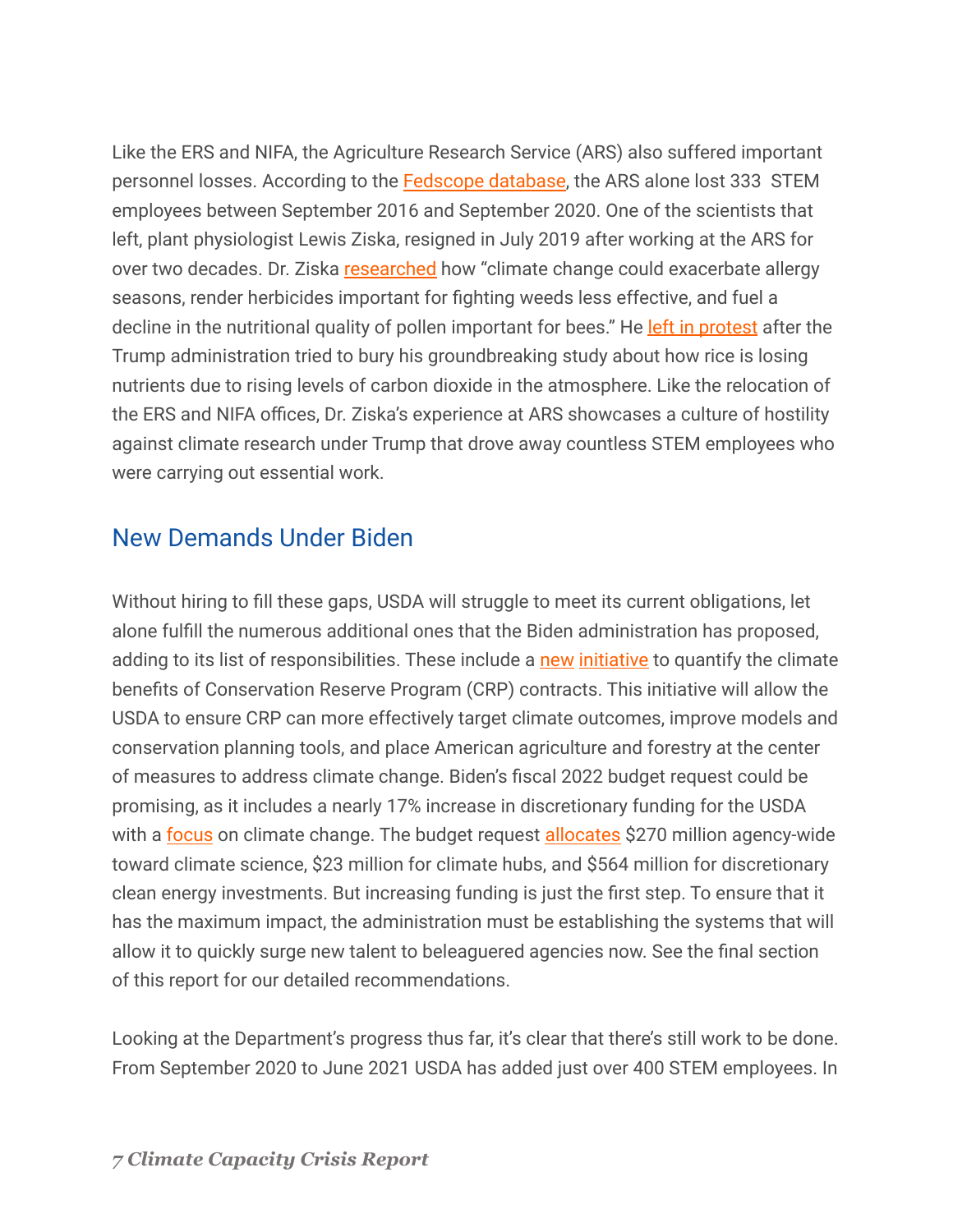Like the ERS and NIFA, the Agriculture Research Service (ARS) also suffered important personnel losses. According to the Fedscope database, the ARS alone lost 333 STEM employees between September 2016 and September 2020. One of the scientists that left, plant physiologist Lewis Ziska, resigned in July 2019 after working at the ARS for over two decades. Dr. Ziska researched how “climate change could exacerbate allergy seasons, render herbicides important for fighting weeds less effective, and fuel a decline in the nutritional quality of pollen important for bees.” He left in protest after the Trump administration tried to bury his groundbreaking study about how rice is losing nutrients due to rising levels of carbon dioxide in the atmosphere. Like the relocation of the ERS and NIFA offices, Dr. Ziska’s experience at ARS showcases a culture of hostility against climate research under Trump that drove away countless STEM employees who were carrying out essential work.

## New Demands Under Biden

Without hiring to fill these gaps, USDA will struggle to meet its current obligations, let alone fulfill the numerous additional ones that the Biden administration has proposed, adding to its list of responsibilities. These include a new initiative to quantify the climate benefits of Conservation Reserve Program (CRP) contracts. This initiative will allow the USDA to ensure CRP can more effectively target climate outcomes, improve models and conservation planning tools, and place American agriculture and forestry at the center of measures to address climate change. Biden’s fiscal 2022 budget request could be promising, as it includes a nearly 17% increase in discretionary funding for the USDA with a focus on climate change. The budget request allocates $270 million agency-wide toward climate science, $23 million for climate hubs, and $564 million for discretionary clean energy investments. But increasing funding is just the first step. To ensure that it has the maximum impact, the administration must be establishing the systems that will allow it to quickly surge new talent to beleaguered agencies now. See the final section of this report for our detailed recommendations.

Looking at the Department’s progress thus far, it’s clear that there’s still work to be done. From September 2020 to June 2021 USDA has added just over 400 STEM employees. In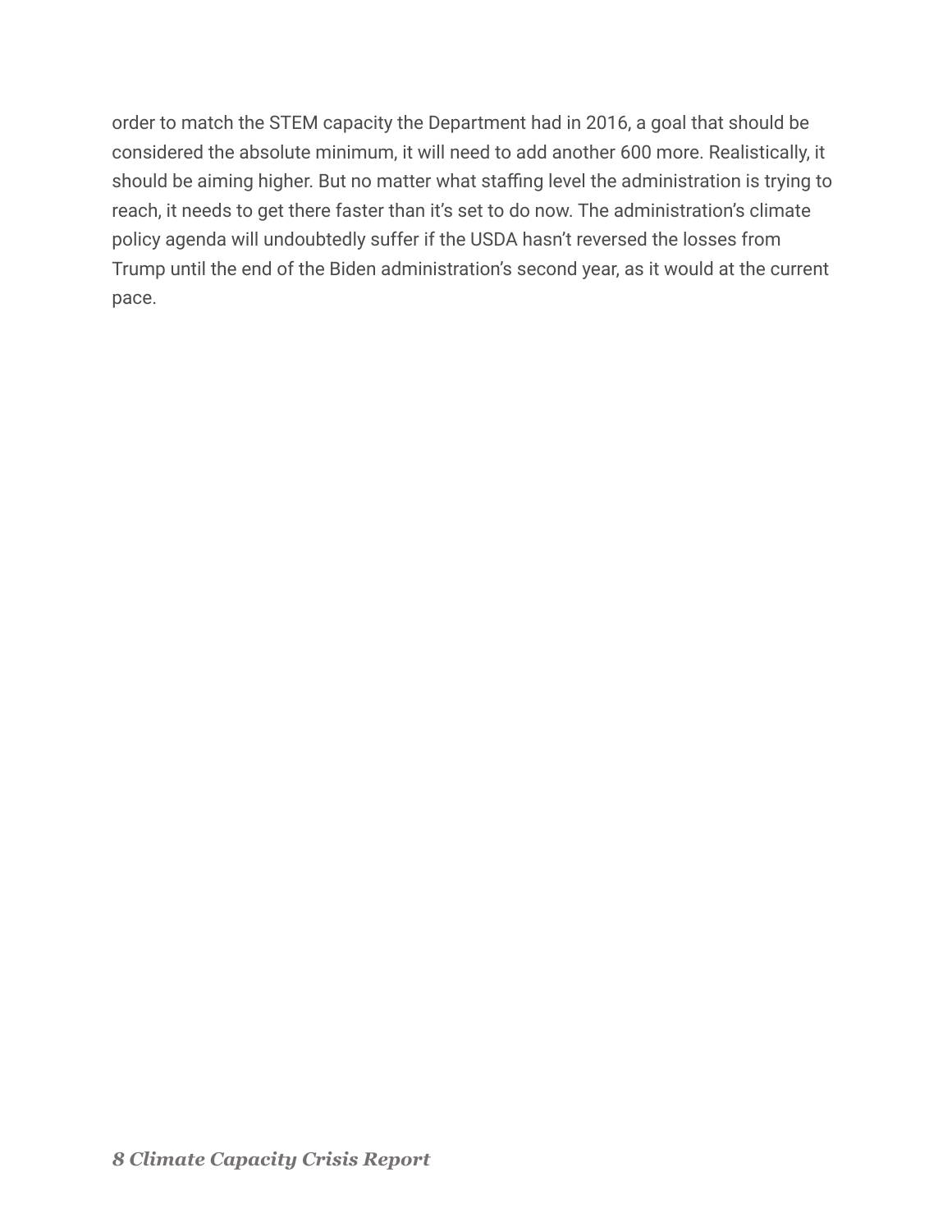order to match the STEM capacity the Department had in 2016, a goal that should be considered the absolute minimum, it will need to add another 600 more. Realistically, it should be aiming higher. But no matter what staffing level the administration is trying to reach, it needs to get there faster than it's set to do now. The administration's climate policy agenda will undoubtedly suffer if the USDA hasn't reversed the losses from Trump until the end of the Biden administration's second year, as it would at the current pace.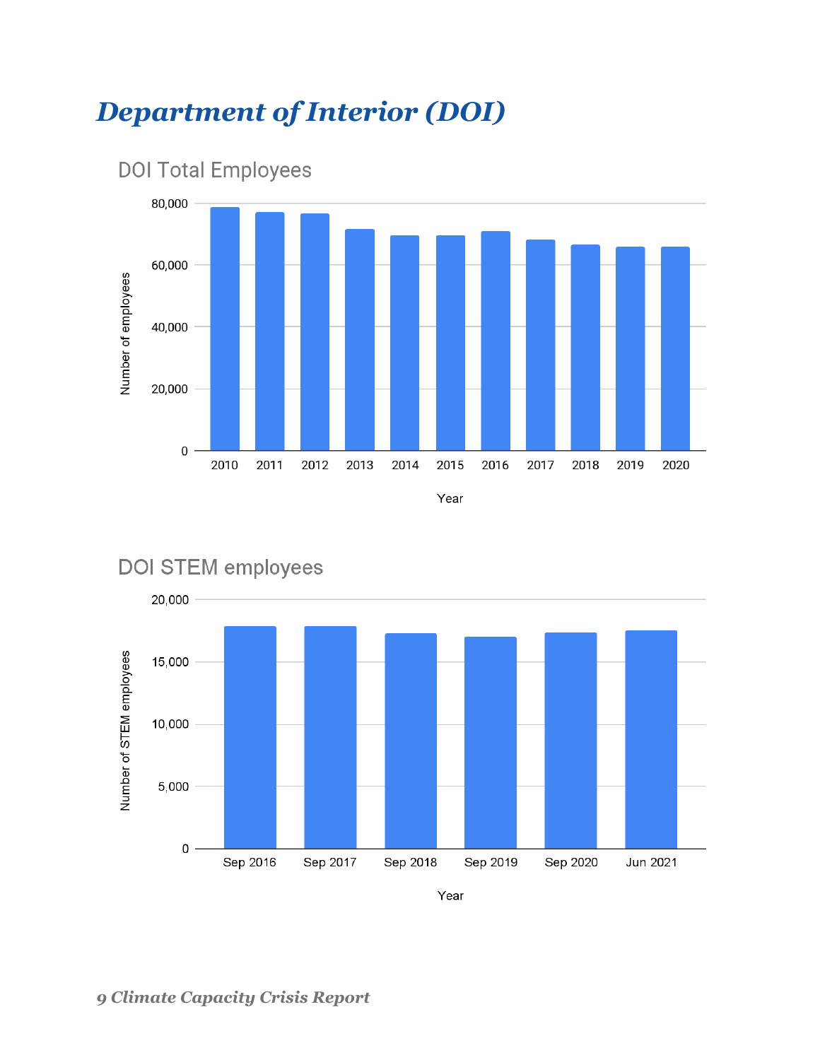# Department of Interior (DOI)

DOI Total Employees

DOI STEM employees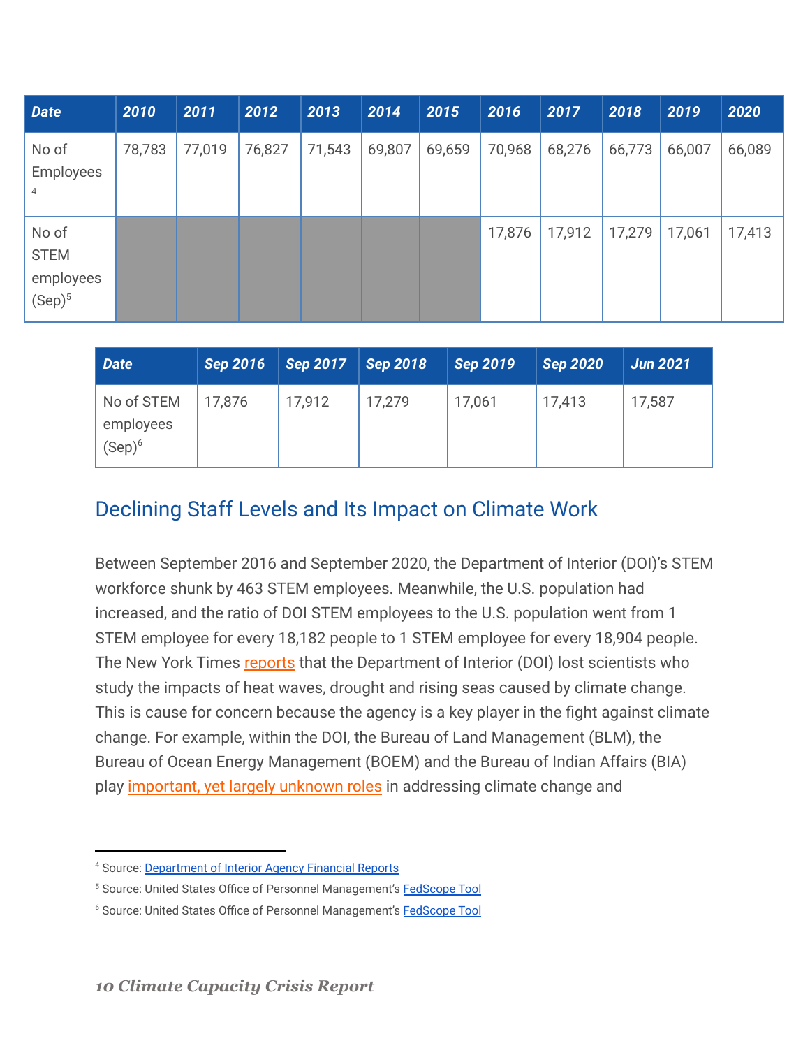| Date | 2010 | 2011 | 2012 | 2013 | 2014 | 2015 | 2016 | 2017 | 2018 | 2019 | 2020 |
|---|---|---|---|---|---|---|---|---|---|---|---|
| No of Employees [4] | 78,783 | 77,019 | 76,827 | 71,543 | 69,807 | 69,659 | 70,968 | 68,276 | 66,773 | 66,007 | 66,089 |
| No of STEM employees (Sep)[5] | | | | | | | 17,876 | 17,912 | 17,279 | 17,061 | 17,413 |

| Date | Sep 2016 | Sep 2017 | Sep 2018 | Sep 2019 | Sep 2020 | Jun 2021 |
|---|---|---|---|---|---|---|
| No of STEM employees (Sep)[6] | 17,876 | 17,912 | 17,279 | 17,061 | 17,413 | 17,587 |

## Declining Staff Levels and Its Impact on Climate Work

Between September 2016 and September 2020, the Department of Interior (DOI)'s STEM workforce shunk by 463 STEM employees. Meanwhile, the U.S. population had increased, and the ratio of DOI STEM employees to the U.S. population went from 1 STEM employee for every 18,182 people to 1 STEM employee for every 18,904 people. The New York Times reports that the Department of Interior (DOI) lost scientists who study the impacts of heat waves, drought and rising seas caused by climate change. This is cause for concern because the agency is a key player in the fight against climate change. For example, within the DOI, the Bureau of Land Management (BLM), the Bureau of Ocean Energy Management (BOEM) and the Bureau of Indian Affairs (BIA) play important, yet largely unknown roles in addressing climate change and

[4] Source: Department of Interior Agency Financial Reports

[5] Source: United States Office of Personnel Management's FedScope Tool

[6] Source: United States Office of Personnel Management's FedScope Tool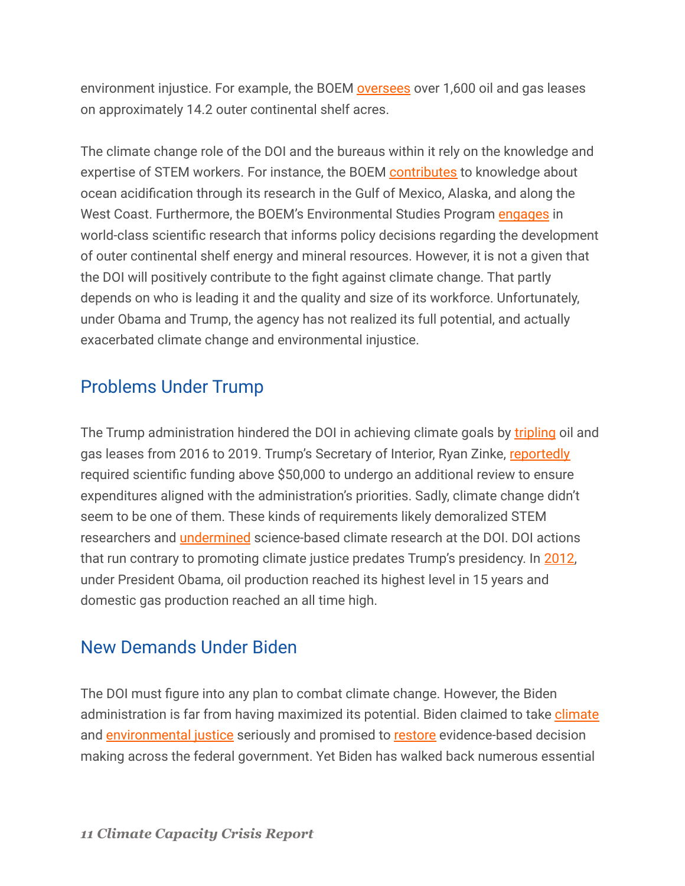environment injustice. For example, the BOEM oversees over 1,600 oil and gas leases on approximately 14.2 outer continental shelf acres.

The climate change role of the DOI and the bureaus within it rely on the knowledge and expertise of STEM workers. For instance, the BOEM contributes to knowledge about ocean acidification through its research in the Gulf of Mexico, Alaska, and along the West Coast. Furthermore, the BOEM's Environmental Studies Program engages in world-class scientific research that informs policy decisions regarding the development of outer continental shelf energy and mineral resources. However, it is not a given that the DOI will positively contribute to the fight against climate change. That partly depends on who is leading it and the quality and size of its workforce. Unfortunately, under Obama and Trump, the agency has not realized its full potential, and actually exacerbated climate change and environmental injustice.

## Problems Under Trump

The Trump administration hindered the DOI in achieving climate goals by tripling oil and gas leases from 2016 to 2019. Trump's Secretary of Interior, Ryan Zinke, reportedly required scientific funding above $50,000 to undergo an additional review to ensure expenditures aligned with the administration's priorities. Sadly, climate change didn't seem to be one of them. These kinds of requirements likely demoralized STEM researchers and undermined science-based climate research at the DOI. DOI actions that run contrary to promoting climate justice predates Trump's presidency. In 2012, under President Obama, oil production reached its highest level in 15 years and domestic gas production reached an all time high.

## New Demands Under Biden

The DOI must figure into any plan to combat climate change. However, the Biden administration is far from having maximized its potential. Biden claimed to take climate and environmental justice seriously and promised to restore evidence-based decision making across the federal government. Yet Biden has walked back numerous essential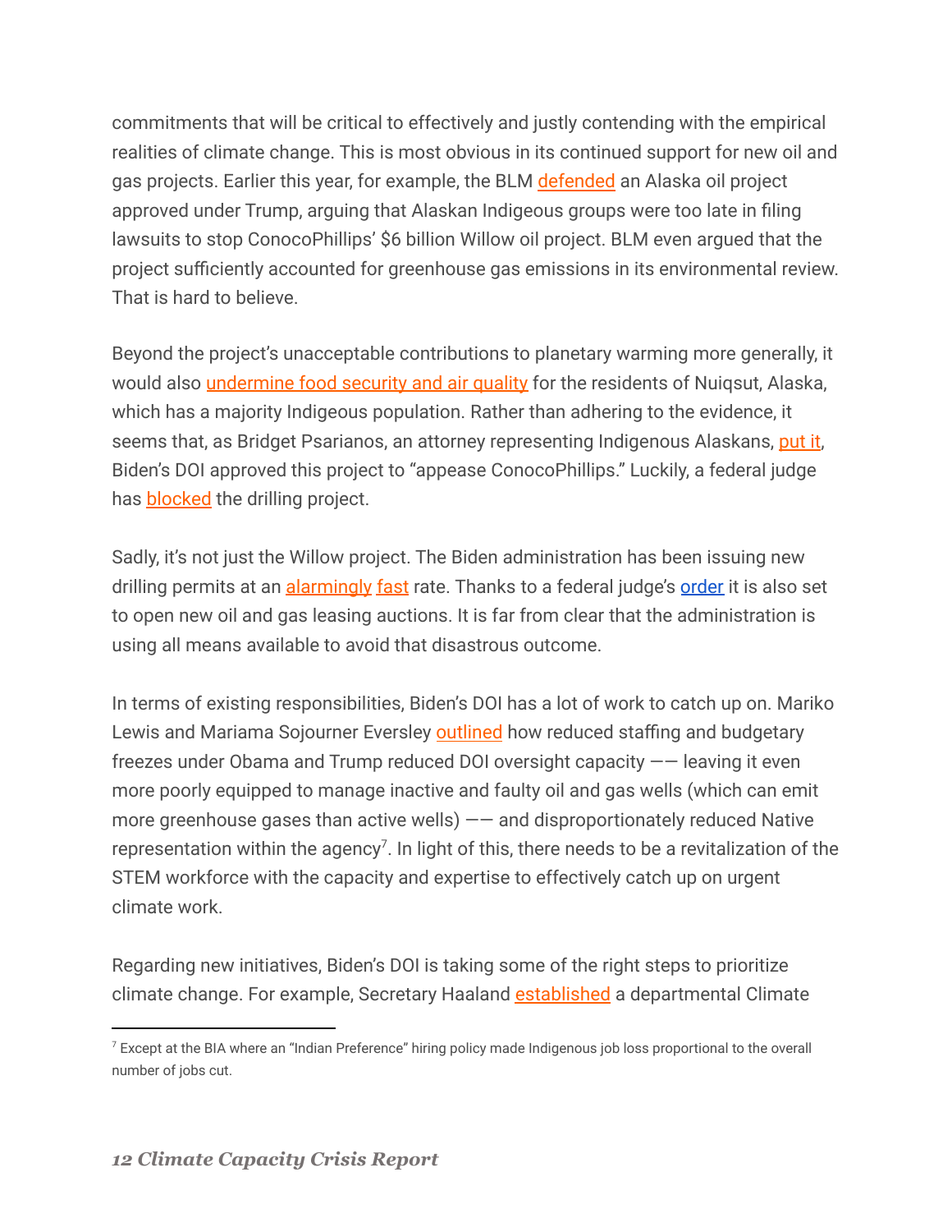commitments that will be critical to effectively and justly contending with the empirical realities of climate change. This is most obvious in its continued support for new oil and gas projects. Earlier this year, for example, the BLM defended an Alaska oil project approved under Trump, arguing that Alaskan Indigeous groups were too late in filing lawsuits to stop ConocoPhillips' $6 billion Willow oil project. BLM even argued that the project sufficiently accounted for greenhouse gas emissions in its environmental review. That is hard to believe.

Beyond the project's unacceptable contributions to planetary warming more generally, it would also undermine food security and air quality for the residents of Nuiqsut, Alaska, which has a majority Indigeous population. Rather than adhering to the evidence, it seems that, as Bridget Psarianos, an attorney representing Indigenous Alaskans, put it, Biden's DOI approved this project to "appease ConocoPhillips." Luckily, a federal judge has blocked the drilling project.

Sadly, it's not just the Willow project. The Biden administration has been issuing new drilling permits at an alarmingly fast rate. Thanks to a federal judge's order it is also set to open new oil and gas leasing auctions. It is far from clear that the administration is using all means available to avoid that disastrous outcome.

In terms of existing responsibilities, Biden's DOI has a lot of work to catch up on. Mariko Lewis and Mariama Sojourner Eversley outlined how reduced staffing and budgetary freezes under Obama and Trump reduced DOI oversight capacity —— leaving it even more poorly equipped to manage inactive and faulty oil and gas wells (which can emit more greenhouse gases than active wells) —— and disproportionately reduced Native representation within the agency[7]. In light of this, there needs to be a revitalization of the STEM workforce with the capacity and expertise to effectively catch up on urgent climate work.

Regarding new initiatives, Biden's DOI is taking some of the right steps to prioritize climate change. For example, Secretary Haaland established a departmental Climate

[7] Except at the BIA where an "Indian Preference" hiring policy made Indigenous job loss proportional to the overall number of jobs cut.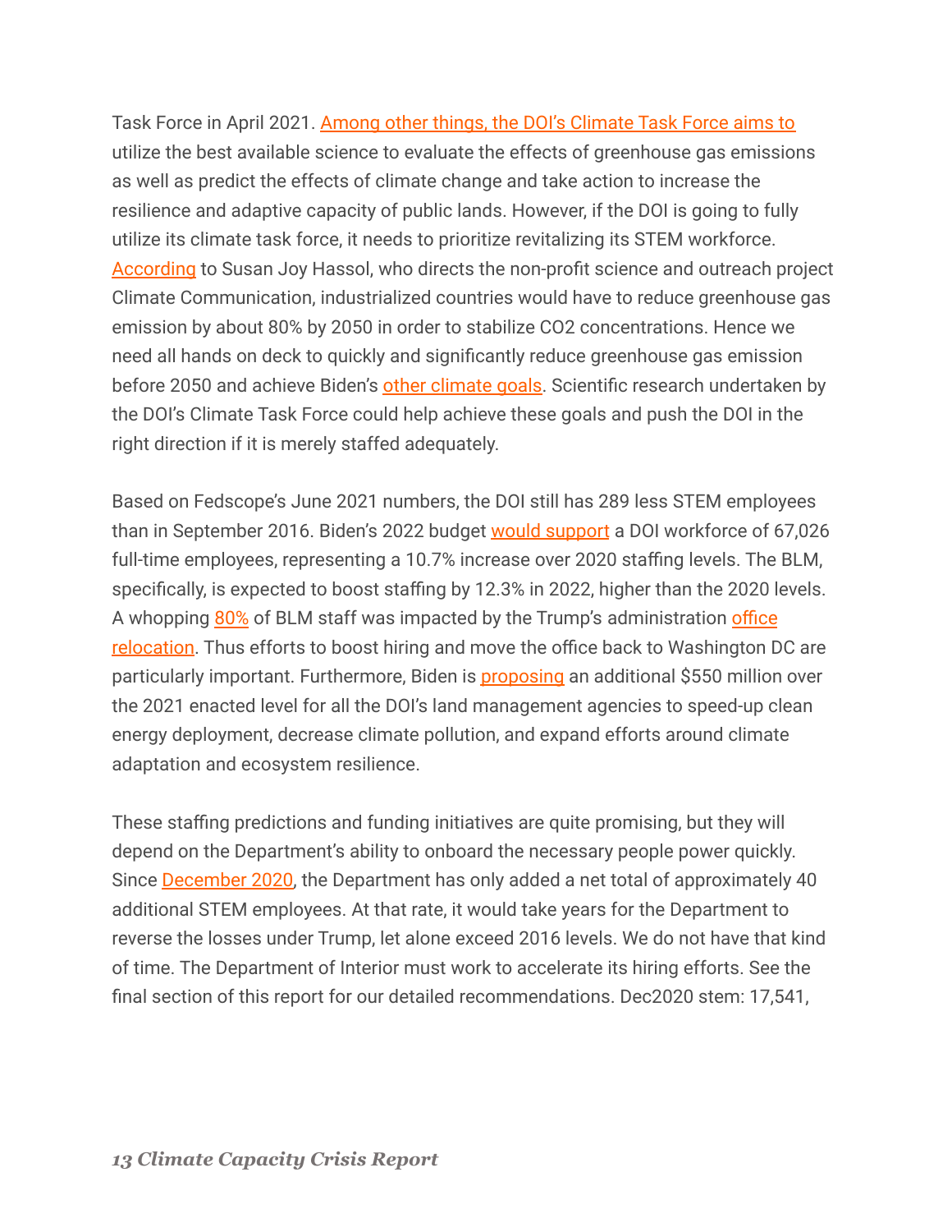Task Force in April 2021. Among other things, the DOI's Climate Task Force aims to utilize the best available science to evaluate the effects of greenhouse gas emissions as well as predict the effects of climate change and take action to increase the resilience and adaptive capacity of public lands. However, if the DOI is going to fully utilize its climate task force, it needs to prioritize revitalizing its STEM workforce. According to Susan Joy Hassol, who directs the non-profit science and outreach project Climate Communication, industrialized countries would have to reduce greenhouse gas emission by about 80% by 2050 in order to stabilize CO2 concentrations. Hence we need all hands on deck to quickly and significantly reduce greenhouse gas emission before 2050 and achieve Biden's other climate goals. Scientific research undertaken by the DOI's Climate Task Force could help achieve these goals and push the DOI in the right direction if it is merely staffed adequately.

Based on Fedscope's June 2021 numbers, the DOI still has 289 less STEM employees than in September 2016. Biden's 2022 budget would support a DOI workforce of 67,026 full-time employees, representing a 10.7% increase over 2020 staffing levels. The BLM, specifically, is expected to boost staffing by 12.3% in 2022, higher than the 2020 levels. A whopping 80% of BLM staff was impacted by the Trump's administration office relocation. Thus efforts to boost hiring and move the office back to Washington DC are particularly important. Furthermore, Biden is proposing an additional $550 million over the 2021 enacted level for all the DOI's land management agencies to speed-up clean energy deployment, decrease climate pollution, and expand efforts around climate adaptation and ecosystem resilience.

These staffing predictions and funding initiatives are quite promising, but they will depend on the Department's ability to onboard the necessary people power quickly. Since December 2020, the Department has only added a net total of approximately 40 additional STEM employees. At that rate, it would take years for the Department to reverse the losses under Trump, let alone exceed 2016 levels. We do not have that kind of time. The Department of Interior must work to accelerate its hiring efforts. See the final section of this report for our detailed recommendations. Dec2020 stem: 17,541,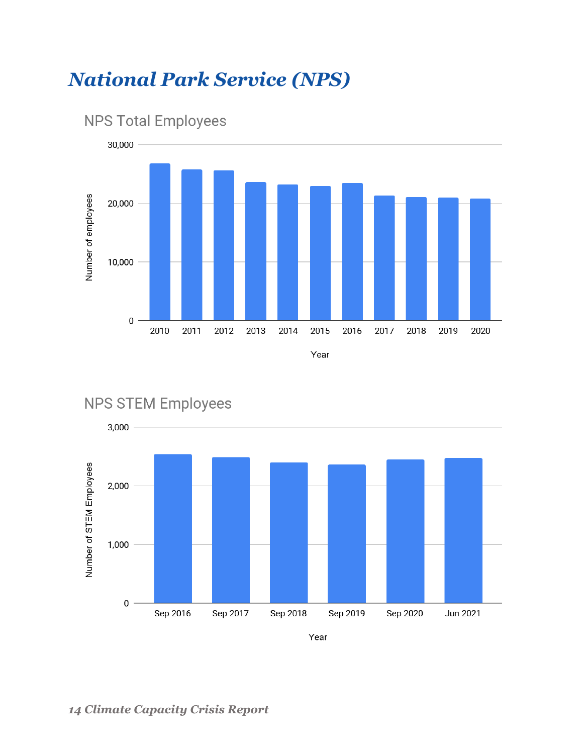# National Park Service (NPS)

NPS Total Employees

Number of employees

30,000

20,000

10,000

0

2010 2011 2012 2013 2014 2015 2016 2017 2018 2019 2020

Year

NPS STEM Employees

Number of STEM Employees

3,000

2,000

1,000

0

Sep 2016 Sep 2017 Sep 2018 Sep 2019 Sep 2020 Jun 2021

Year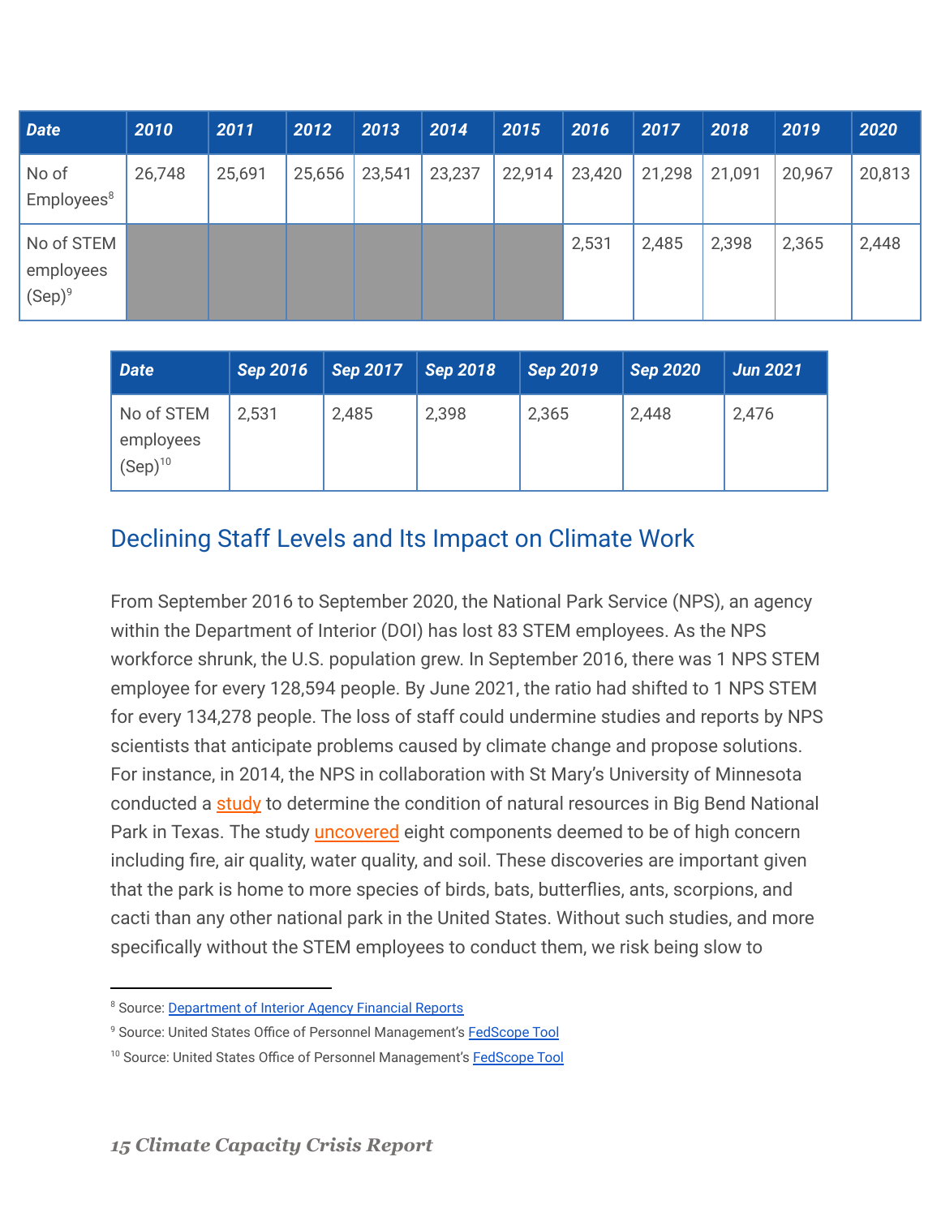| Date | 2010 | 2011 | 2012 | 2013 | 2014 | 2015 | 2016 | 2017 | 2018 | 2019 | 2020 |
|---|---|---|---|---|---|---|---|---|---|---|---|
| No of Employees[8] | 26,748 | 25,691 | 25,656 | 23,541 | 23,237 | 22,914 | 23,420 | 21,298 | 21,091 | 20,967 | 20,813 |
| No of STEM employees (Sep)[9] | | | | | | | 2,531 | 2,485 | 2,398 | 2,365 | 2,448 |

| Date | Sep 2016 | Sep 2017 | Sep 2018 | Sep 2019 | Sep 2020 | Jun 2021 |
|---|---|---|---|---|---|---|
| No of STEM employees (Sep)[10] | 2,531 | 2,485 | 2,398 | 2,365 | 2,448 | 2,476 |

## Declining Staff Levels and Its Impact on Climate Work

From September 2016 to September 2020, the National Park Service (NPS), an agency within the Department of Interior (DOI) has lost 83 STEM employees. As the NPS workforce shrunk, the U.S. population grew. In September 2016, there was 1 NPS STEM employee for every 128,594 people. By June 2021, the ratio had shifted to 1 NPS STEM for every 134,278 people. The loss of staff could undermine studies and reports by NPS scientists that anticipate problems caused by climate change and propose solutions. For instance, in 2014, the NPS in collaboration with St Mary's University of Minnesota conducted a study to determine the condition of natural resources in Big Bend National Park in Texas. The study uncovered eight components deemed to be of high concern including fire, air quality, water quality, and soil. These discoveries are important given that the park is home to more species of birds, bats, butterflies, ants, scorpions, and cacti than any other national park in the United States. Without such studies, and more specifically without the STEM employees to conduct them, we risk being slow to

[8] Source: Department of Interior Agency Financial Reports

[9] Source: United States Office of Personnel Management's FedScope Tool

[10] Source: United States Office of Personnel Management's FedScope Tool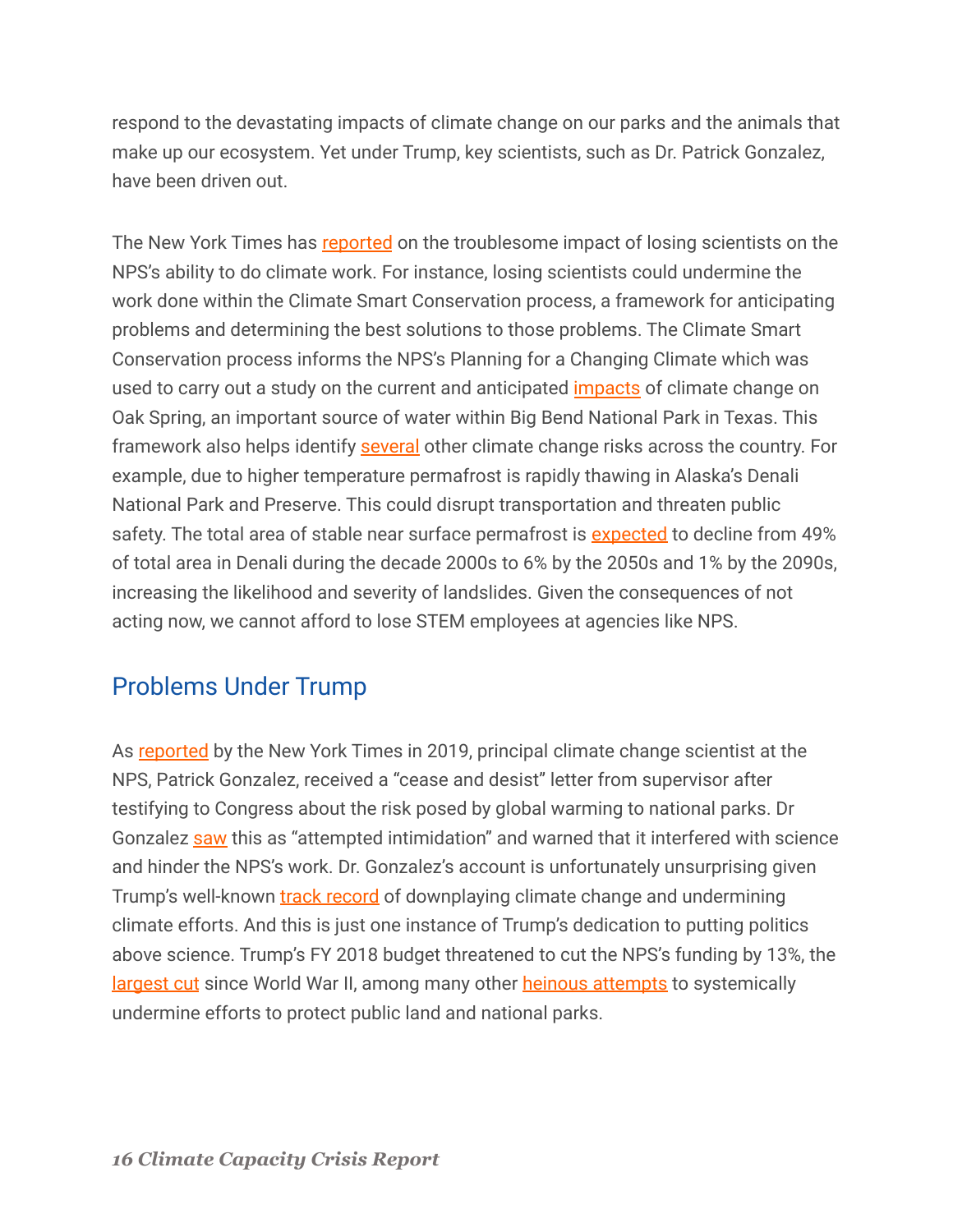respond to the devastating impacts of climate change on our parks and the animals that make up our ecosystem. Yet under Trump, key scientists, such as Dr. Patrick Gonzalez, have been driven out.

The New York Times has reported on the troublesome impact of losing scientists on the NPS's ability to do climate work. For instance, losing scientists could undermine the work done within the Climate Smart Conservation process, a framework for anticipating problems and determining the best solutions to those problems. The Climate Smart Conservation process informs the NPS's Planning for a Changing Climate which was used to carry out a study on the current and anticipated impacts of climate change on Oak Spring, an important source of water within Big Bend National Park in Texas. This framework also helps identify several other climate change risks across the country. For example, due to higher temperature permafrost is rapidly thawing in Alaska's Denali National Park and Preserve. This could disrupt transportation and threaten public safety. The total area of stable near surface permafrost is expected to decline from 49% of total area in Denali during the decade 2000s to 6% by the 2050s and 1% by the 2090s, increasing the likelihood and severity of landslides. Given the consequences of not acting now, we cannot afford to lose STEM employees at agencies like NPS.

## Problems Under Trump

As reported by the New York Times in 2019, principal climate change scientist at the NPS, Patrick Gonzalez, received a "cease and desist" letter from supervisor after testifying to Congress about the risk posed by global warming to national parks. Dr Gonzalez saw this as "attempted intimidation" and warned that it interfered with science and hinder the NPS's work. Dr. Gonzalez's account is unfortunately unsurprising given Trump's well-known track record of downplaying climate change and undermining climate efforts. And this is just one instance of Trump's dedication to putting politics above science. Trump's FY 2018 budget threatened to cut the NPS's funding by 13%, the largest cut since World War II, among many other heinous attempts to systemically undermine efforts to protect public land and national parks.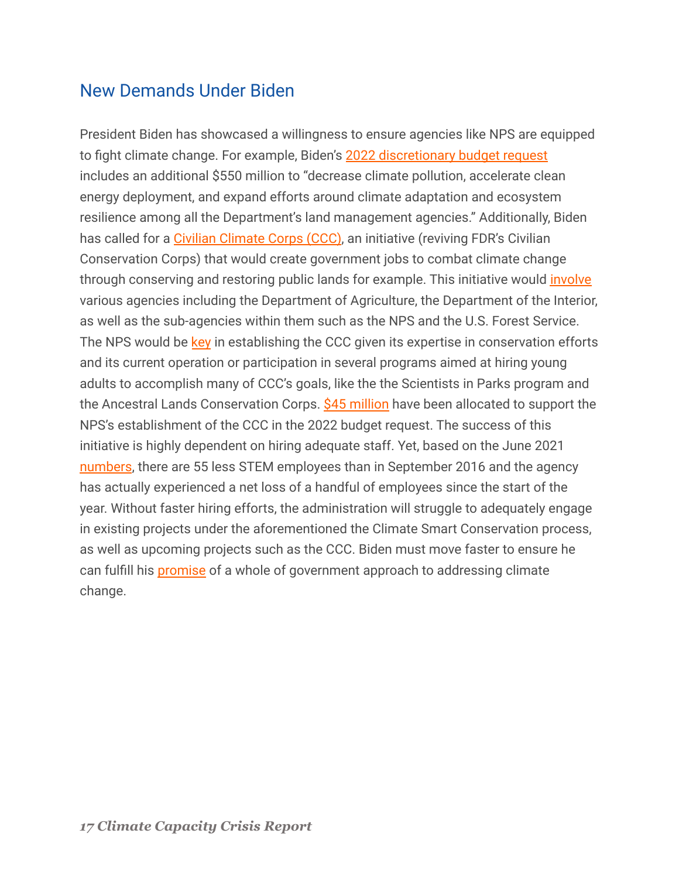## New Demands Under Biden

President Biden has showcased a willingness to ensure agencies like NPS are equipped to fight climate change. For example, Biden's 2022 discretionary budget request includes an additional $550 million to "decrease climate pollution, accelerate clean energy deployment, and expand efforts around climate adaptation and ecosystem resilience among all the Department's land management agencies." Additionally, Biden has called for a Civilian Climate Corps (CCC), an initiative (reviving FDR's Civilian Conservation Corps) that would create government jobs to combat climate change through conserving and restoring public lands for example. This initiative would involve various agencies including the Department of Agriculture, the Department of the Interior, as well as the sub-agencies within them such as the NPS and the U.S. Forest Service. The NPS would be key in establishing the CCC given its expertise in conservation efforts and its current operation or participation in several programs aimed at hiring young adults to accomplish many of CCC's goals, like the the Scientists in Parks program and the Ancestral Lands Conservation Corps. $45 million have been allocated to support the NPS's establishment of the CCC in the 2022 budget request. The success of this initiative is highly dependent on hiring adequate staff. Yet, based on the June 2021 numbers, there are 55 less STEM employees than in September 2016 and the agency has actually experienced a net loss of a handful of employees since the start of the year. Without faster hiring efforts, the administration will struggle to adequately engage in existing projects under the aforementioned the Climate Smart Conservation process, as well as upcoming projects such as the CCC. Biden must move faster to ensure he can fulfill his promise of a whole of government approach to addressing climate change.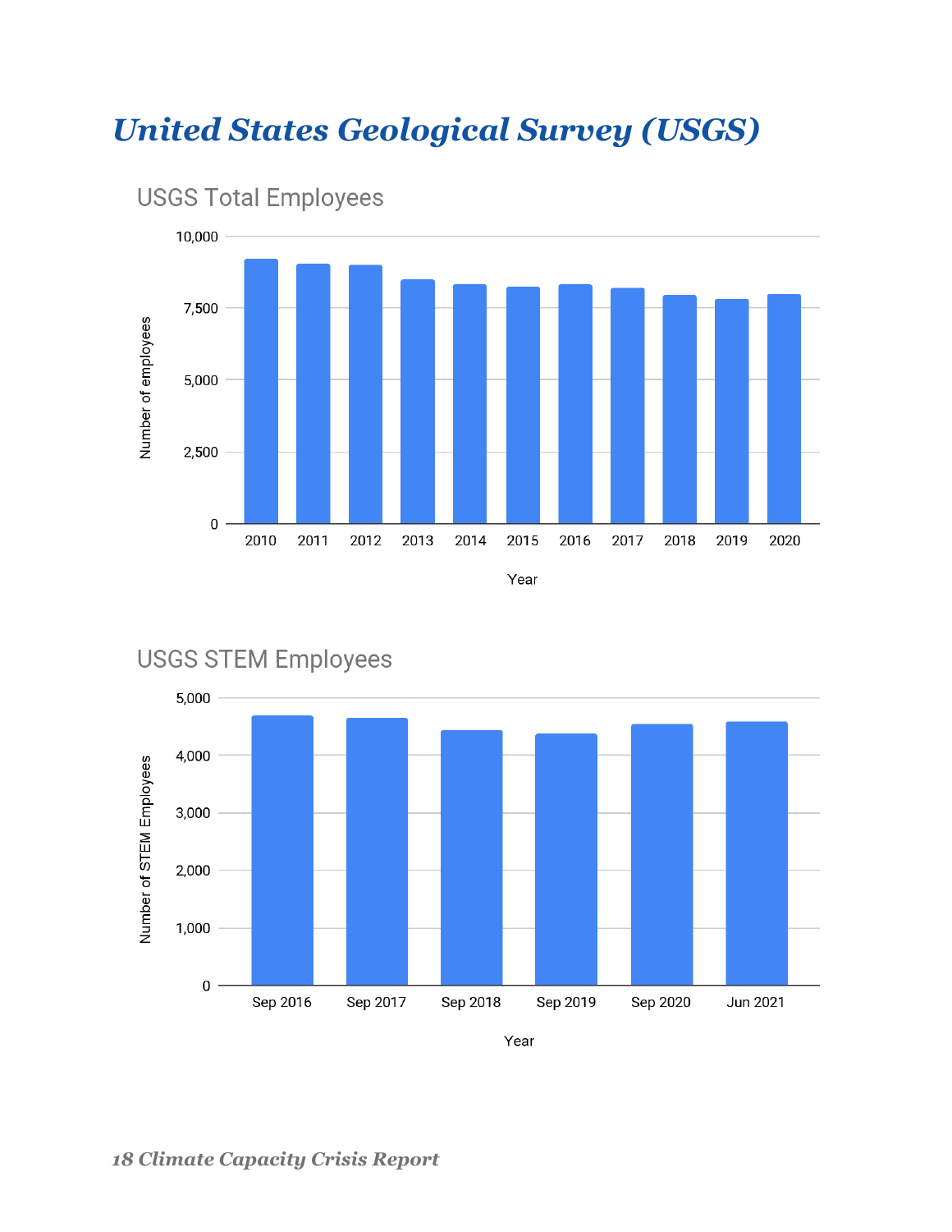# United States Geological Survey (USGS)

USGS Total Employees

USGS STEM Employees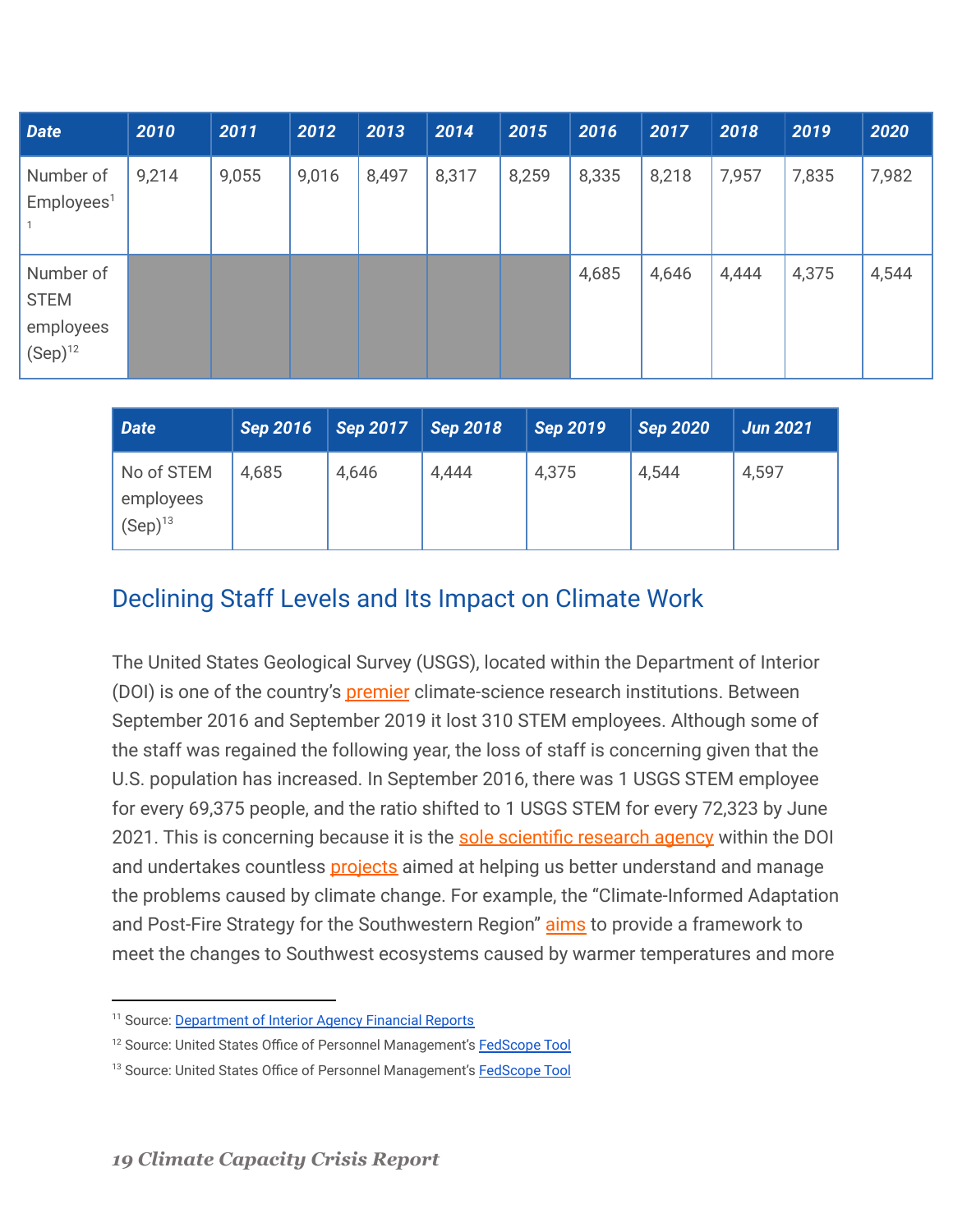| Date | 2010 | 2011 | 2012 | 2013 | 2014 | 2015 | 2016 | 2017 | 2018 | 2019 | 2020 |
|---|---|---|---|---|---|---|---|---|---|---|---|
| Number of Employees[11] | 9,214 | 9,055 | 9,016 | 8,497 | 8,317 | 8,259 | 8,335 | 8,218 | 7,957 | 7,835 | 7,982 |
| Number of STEM employees (Sep)[12] | | | | | | | 4,685 | 4,646 | 4,444 | 4,375 | 4,544 |

| Date | Sep 2016 | Sep 2017 | Sep 2018 | Sep 2019 | Sep 2020 | Jun 2021 |
|---|---|---|---|---|---|---|
| No of STEM employees (Sep)[13] | 4,685 | 4,646 | 4,444 | 4,375 | 4,544 | 4,597 |

## Declining Staff Levels and Its Impact on Climate Work

The United States Geological Survey (USGS), located within the Department of Interior (DOI) is one of the country's premier climate-science research institutions. Between September 2016 and September 2019 it lost 310 STEM employees. Although some of the staff was regained the following year, the loss of staff is concerning given that the U.S. population has increased. In September 2016, there was 1 USGS STEM employee for every 69,375 people, and the ratio shifted to 1 USGS STEM for every 72,323 by June 2021. This is concerning because it is the sole scientific research agency within the DOI and undertakes countless projects aimed at helping us better understand and manage the problems caused by climate change. For example, the "Climate-Informed Adaptation and Post-Fire Strategy for the Southwestern Region" aims to provide a framework to meet the changes to Southwest ecosystems caused by warmer temperatures and more

---

[11] Source: Department of Interior Agency Financial Reports

[12] Source: United States Office of Personnel Management's FedScope Tool

[13] Source: United States Office of Personnel Management's FedScope Tool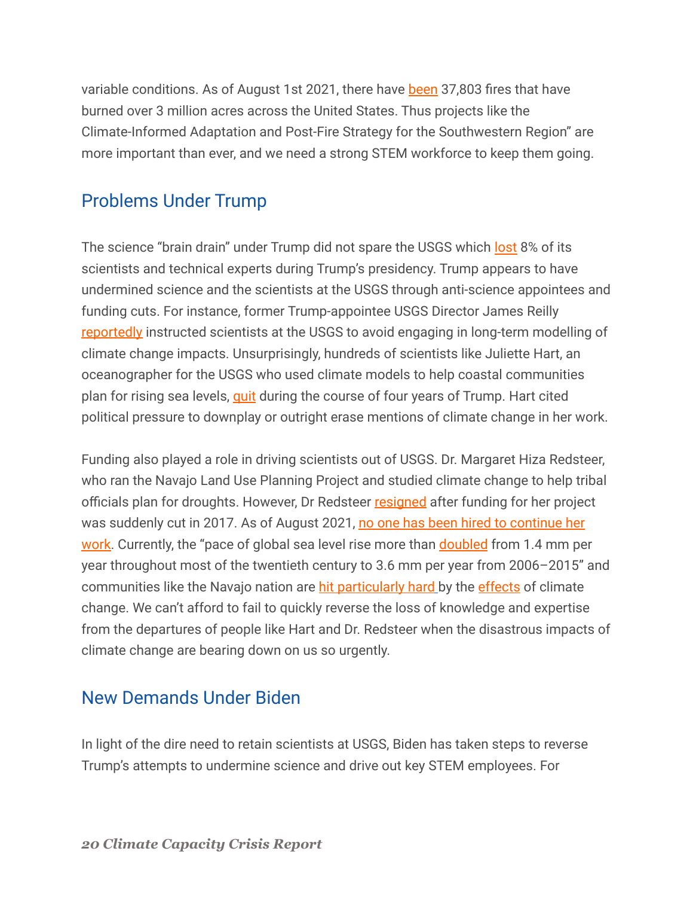variable conditions. As of August 1st 2021, there have been 37,803 fires that have burned over 3 million acres across the United States. Thus projects like the Climate-Informed Adaptation and Post-Fire Strategy for the Southwestern Region" are more important than ever, and we need a strong STEM workforce to keep them going.

## Problems Under Trump

The science "brain drain" under Trump did not spare the USGS which lost 8% of its scientists and technical experts during Trump's presidency. Trump appears to have undermined science and the scientists at the USGS through anti-science appointees and funding cuts. For instance, former Trump-appointee USGS Director James Reilly reportedly instructed scientists at the USGS to avoid engaging in long-term modelling of climate change impacts. Unsurprisingly, hundreds of scientists like Juliette Hart, an oceanographer for the USGS who used climate models to help coastal communities plan for rising sea levels, quit during the course of four years of Trump. Hart cited political pressure to downplay or outright erase mentions of climate change in her work.

Funding also played a role in driving scientists out of USGS. Dr. Margaret Hiza Redsteer, who ran the Navajo Land Use Planning Project and studied climate change to help tribal officials plan for droughts. However, Dr Redsteer resigned after funding for her project was suddenly cut in 2017. As of August 2021, no one has been hired to continue her work. Currently, the "pace of global sea level rise more than doubled from 1.4 mm per year throughout most of the twentieth century to 3.6 mm per year from 2006–2015" and communities like the Navajo nation are hit particularly hard by the effects of climate change. We can't afford to fail to quickly reverse the loss of knowledge and expertise from the departures of people like Hart and Dr. Redsteer when the disastrous impacts of climate change are bearing down on us so urgently.

## New Demands Under Biden

In light of the dire need to retain scientists at USGS, Biden has taken steps to reverse Trump's attempts to undermine science and drive out key STEM employees. For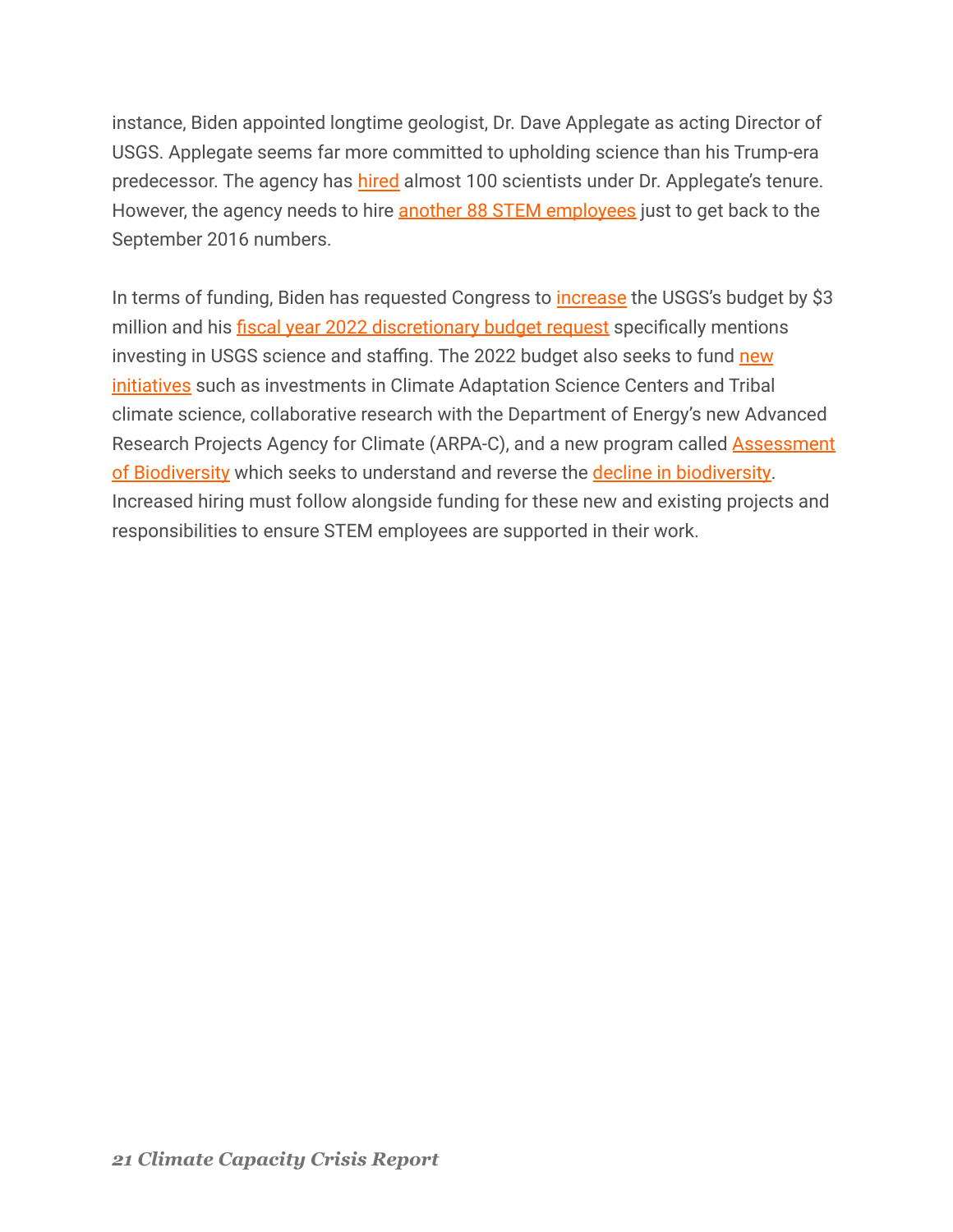instance, Biden appointed longtime geologist, Dr. Dave Applegate as acting Director of USGS. Applegate seems far more committed to upholding science than his Trump-era predecessor. The agency has hired almost 100 scientists under Dr. Applegate's tenure. However, the agency needs to hire another 88 STEM employees just to get back to the September 2016 numbers.

In terms of funding, Biden has requested Congress to increase the USGS's budget by $3 million and his fiscal year 2022 discretionary budget request specifically mentions investing in USGS science and staffing. The 2022 budget also seeks to fund new initiatives such as investments in Climate Adaptation Science Centers and Tribal climate science, collaborative research with the Department of Energy's new Advanced Research Projects Agency for Climate (ARPA-C), and a new program called Assessment of Biodiversity which seeks to understand and reverse the decline in biodiversity. Increased hiring must follow alongside funding for these new and existing projects and responsibilities to ensure STEM employees are supported in their work.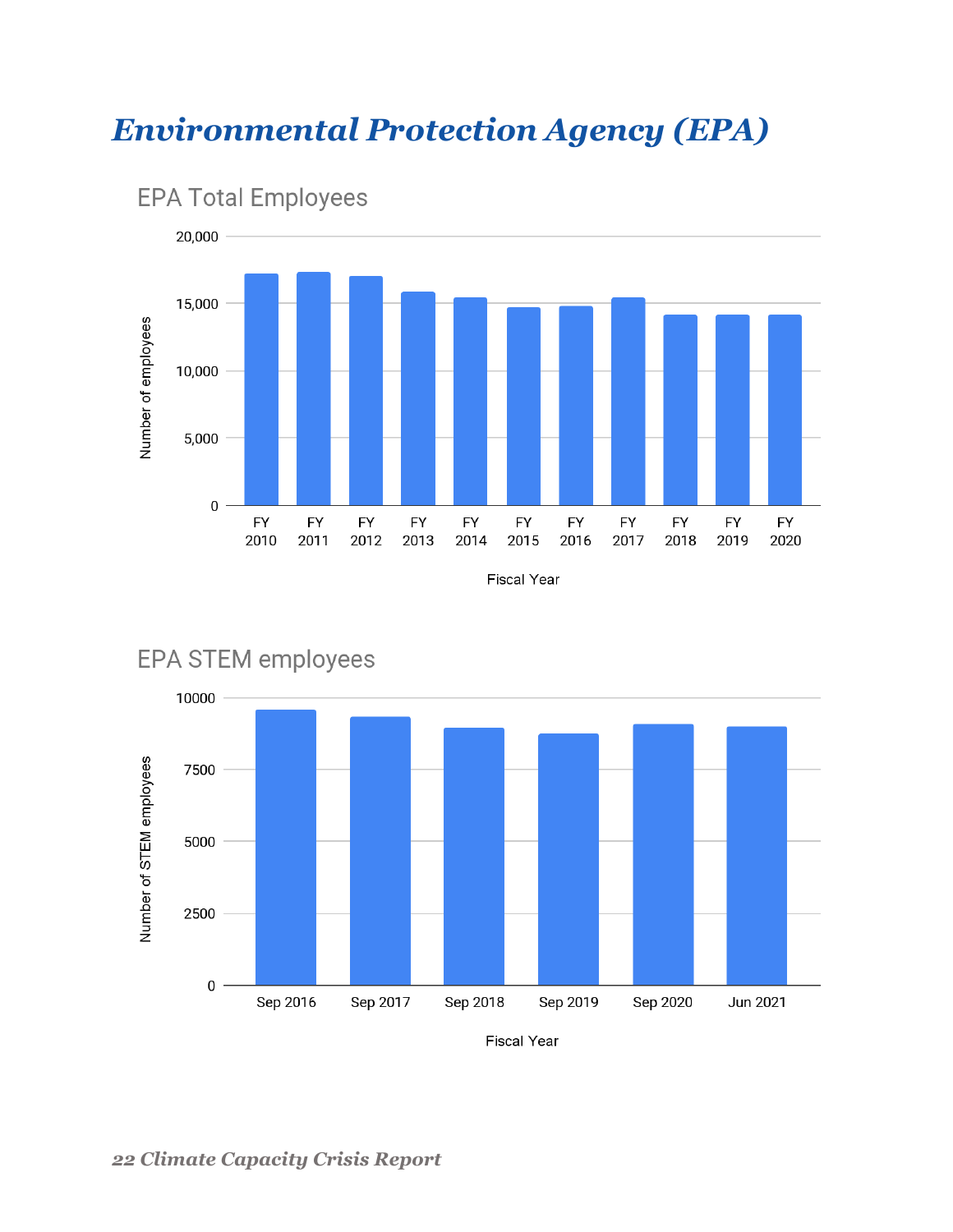# *Environmental Protection Agency (EPA)*

EPA Total Employees

Number of employees

20,000
15,000
10,000
5,000
0

FY 2010 FY 2011 FY 2012 FY 2013 FY 2014 FY 2015 FY 2016 FY 2017 FY 2018 FY 2019 FY 2020

Fiscal Year

EPA STEM employees

Number of STEM employees

10000
7500
5000
2500
0

Sep 2016 Sep 2017 Sep 2018 Sep 2019 Sep 2020 Jun 2021

Fiscal Year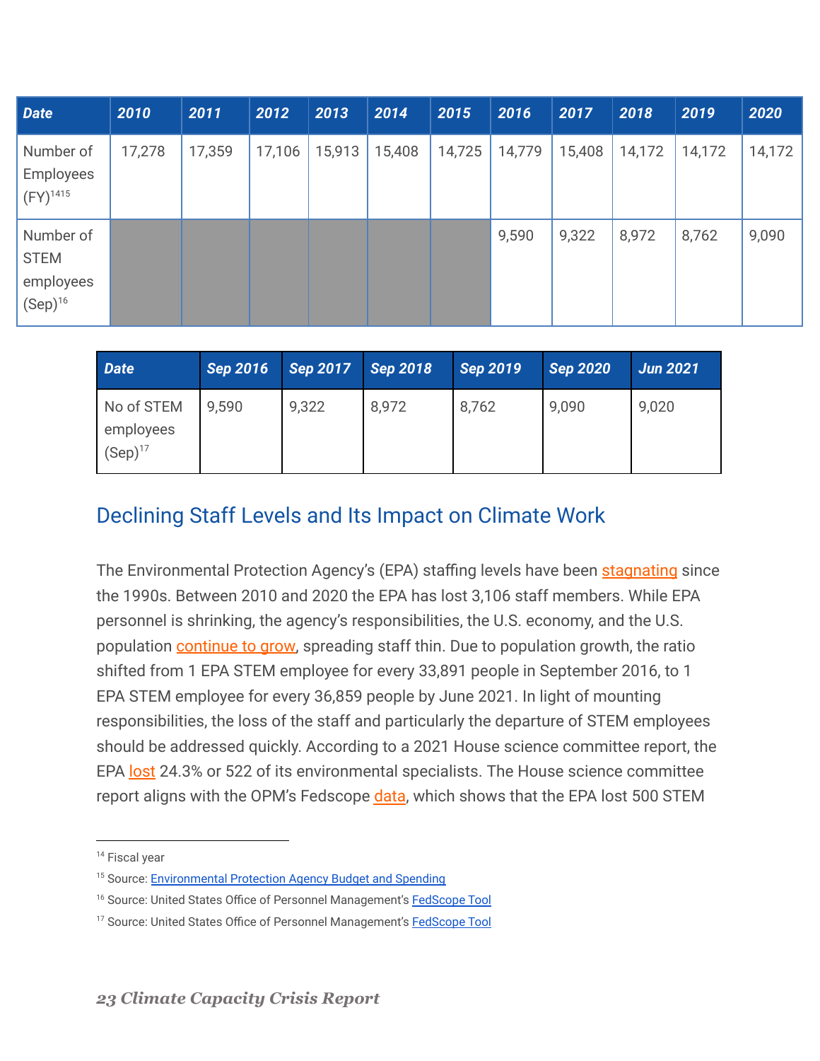| Date | 2010 | 2011 | 2012 | 2013 | 2014 | 2015 | 2016 | 2017 | 2018 | 2019 | 2020 |
|---|---|---|---|---|---|---|---|---|---|---|---|
| Number of Employees (FY)[14][15] | 17,278 | 17,359 | 17,106 | 15,913 | 15,408 | 14,725 | 14,779 | 15,408 | 14,172 | 14,172 | 14,172 |
| Number of STEM employees (Sep)[16] | | | | | | | 9,590 | 9,322 | 8,972 | 8,762 | 9,090 |

| Date | Sep 2016 | Sep 2017 | Sep 2018 | Sep 2019 | Sep 2020 | Jun 2021 |
|---|---|---|---|---|---|---|
| No of STEM employees (Sep)[17] | 9,590 | 9,322 | 8,972 | 8,762 | 9,090 | 9,020 |

## Declining Staff Levels and Its Impact on Climate Work

The Environmental Protection Agency's (EPA) staffing levels have been stagnating since the 1990s. Between 2010 and 2020 the EPA has lost 3,106 staff members. While EPA personnel is shrinking, the agency's responsibilities, the U.S. economy, and the U.S. population continue to grow, spreading staff thin. Due to population growth, the ratio shifted from 1 EPA STEM employee for every 33,891 people in September 2016, to 1 EPA STEM employee for every 36,859 people by June 2021. In light of mounting responsibilities, the loss of the staff and particularly the departure of STEM employees should be addressed quickly. According to a 2021 House science committee report, the EPA lost 24.3% or 522 of its environmental specialists. The House science committee report aligns with the OPM's Fedscope data, which shows that the EPA lost 500 STEM

---

[14] Fiscal year

[15] Source: Environmental Protection Agency Budget and Spending

[16] Source: United States Office of Personnel Management's FedScope Tool

[17] Source: United States Office of Personnel Management's FedScope Tool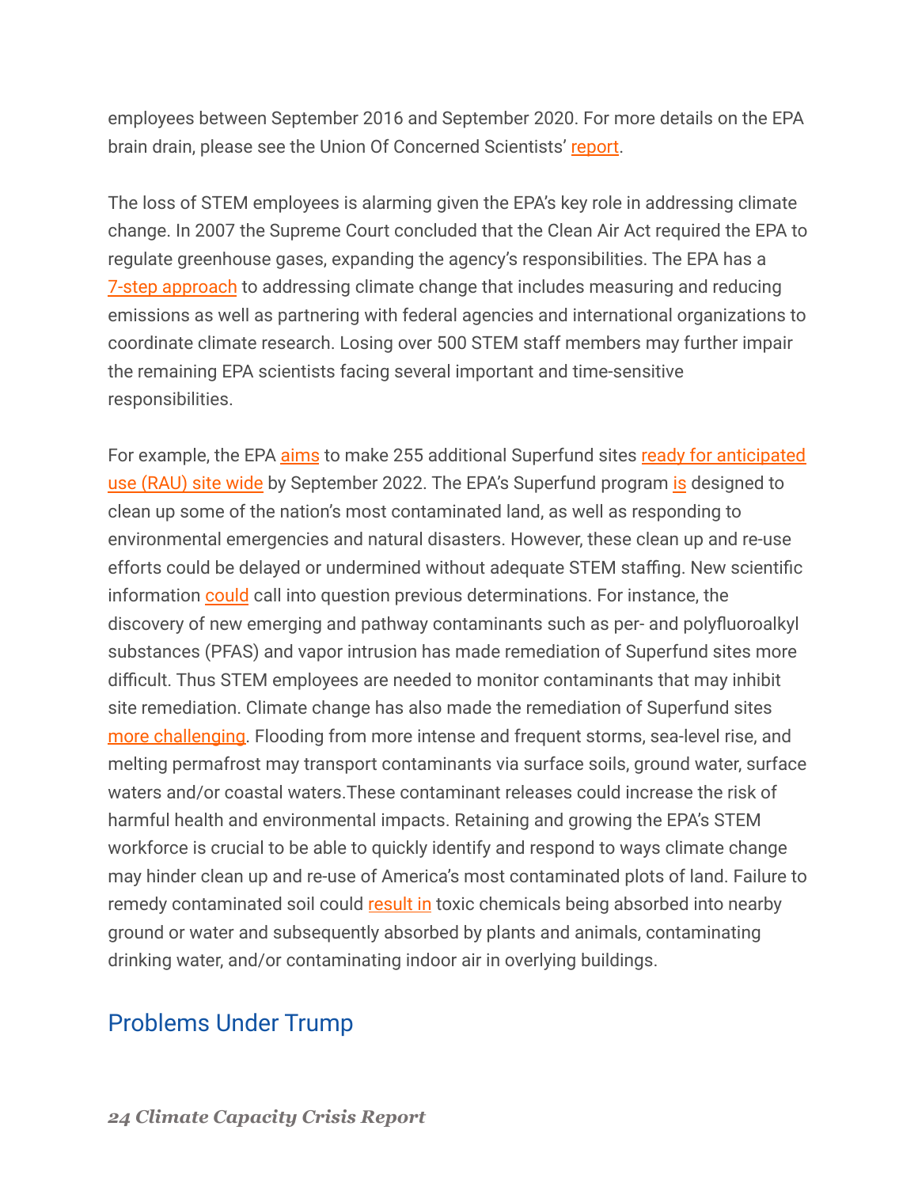employees between September 2016 and September 2020. For more details on the EPA brain drain, please see the Union Of Concerned Scientists' report.

The loss of STEM employees is alarming given the EPA's key role in addressing climate change. In 2007 the Supreme Court concluded that the Clean Air Act required the EPA to regulate greenhouse gases, expanding the agency's responsibilities. The EPA has a 7-step approach to addressing climate change that includes measuring and reducing emissions as well as partnering with federal agencies and international organizations to coordinate climate research. Losing over 500 STEM staff members may further impair the remaining EPA scientists facing several important and time-sensitive responsibilities.

For example, the EPA aims to make 255 additional Superfund sites ready for anticipated use (RAU) site wide by September 2022. The EPA's Superfund program is designed to clean up some of the nation's most contaminated land, as well as responding to environmental emergencies and natural disasters. However, these clean up and re-use efforts could be delayed or undermined without adequate STEM staffing. New scientific information could call into question previous determinations. For instance, the discovery of new emerging and pathway contaminants such as per- and polyfluoroalkyl substances (PFAS) and vapor intrusion has made remediation of Superfund sites more difficult. Thus STEM employees are needed to monitor contaminants that may inhibit site remediation. Climate change has also made the remediation of Superfund sites more challenging. Flooding from more intense and frequent storms, sea-level rise, and melting permafrost may transport contaminants via surface soils, ground water, surface waters and/or coastal waters.These contaminant releases could increase the risk of harmful health and environmental impacts. Retaining and growing the EPA's STEM workforce is crucial to be able to quickly identify and respond to ways climate change may hinder clean up and re-use of America's most contaminated plots of land. Failure to remedy contaminated soil could result in toxic chemicals being absorbed into nearby ground or water and subsequently absorbed by plants and animals, contaminating drinking water, and/or contaminating indoor air in overlying buildings.

## Problems Under Trump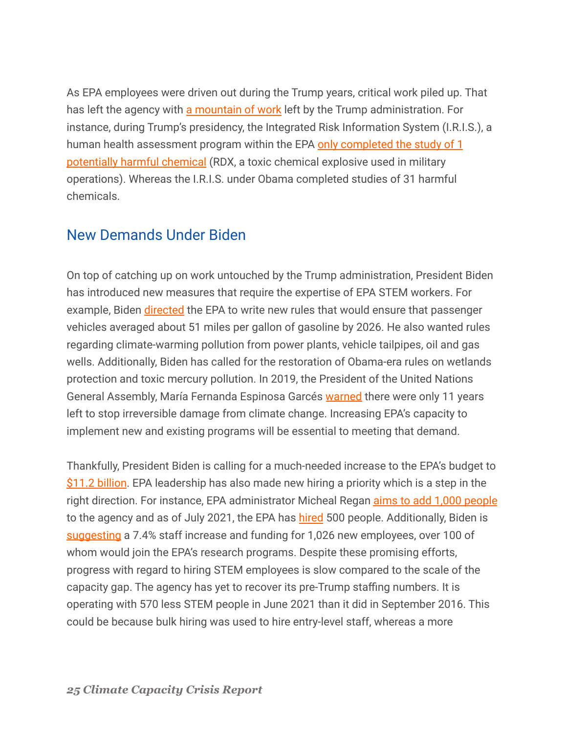As EPA employees were driven out during the Trump years, critical work piled up. That has left the agency with a mountain of work left by the Trump administration. For instance, during Trump's presidency, the Integrated Risk Information System (I.R.I.S.), a human health assessment program within the EPA only completed the study of 1 potentially harmful chemical (RDX, a toxic chemical explosive used in military operations). Whereas the I.R.I.S. under Obama completed studies of 31 harmful chemicals.

## New Demands Under Biden

On top of catching up on work untouched by the Trump administration, President Biden has introduced new measures that require the expertise of EPA STEM workers. For example, Biden directed the EPA to write new rules that would ensure that passenger vehicles averaged about 51 miles per gallon of gasoline by 2026. He also wanted rules regarding climate-warming pollution from power plants, vehicle tailpipes, oil and gas wells. Additionally, Biden has called for the restoration of Obama-era rules on wetlands protection and toxic mercury pollution. In 2019, the President of the United Nations General Assembly, María Fernanda Espinosa Garcés warned there were only 11 years left to stop irreversible damage from climate change. Increasing EPA's capacity to implement new and existing programs will be essential to meeting that demand.

Thankfully, President Biden is calling for a much-needed increase to the EPA's budget to $11.2 billion. EPA leadership has also made new hiring a priority which is a step in the right direction. For instance, EPA administrator Micheal Regan aims to add 1,000 people to the agency and as of July 2021, the EPA has hired 500 people. Additionally, Biden is suggesting a 7.4% staff increase and funding for 1,026 new employees, over 100 of whom would join the EPA's research programs. Despite these promising efforts, progress with regard to hiring STEM employees is slow compared to the scale of the capacity gap. The agency has yet to recover its pre-Trump staffing numbers. It is operating with 570 less STEM people in June 2021 than it did in September 2016. This could be because bulk hiring was used to hire entry-level staff, whereas a more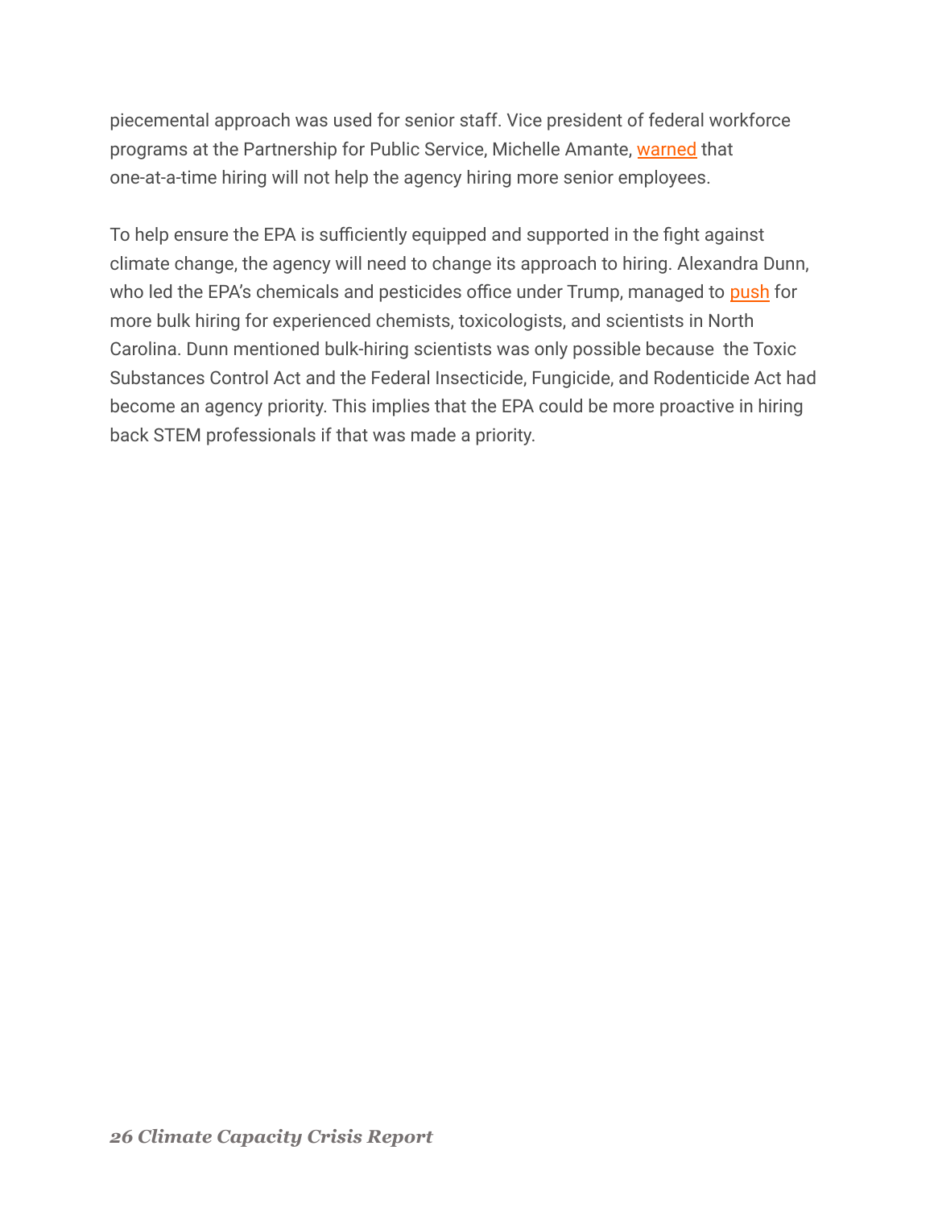piecemental approach was used for senior staff. Vice president of federal workforce programs at the Partnership for Public Service, Michelle Amante, warned that one-at-a-time hiring will not help the agency hiring more senior employees.

To help ensure the EPA is sufficiently equipped and supported in the fight against climate change, the agency will need to change its approach to hiring. Alexandra Dunn, who led the EPA's chemicals and pesticides office under Trump, managed to push for more bulk hiring for experienced chemists, toxicologists, and scientists in North Carolina. Dunn mentioned bulk-hiring scientists was only possible because the Toxic Substances Control Act and the Federal Insecticide, Fungicide, and Rodenticide Act had become an agency priority. This implies that the EPA could be more proactive in hiring back STEM professionals if that was made a priority.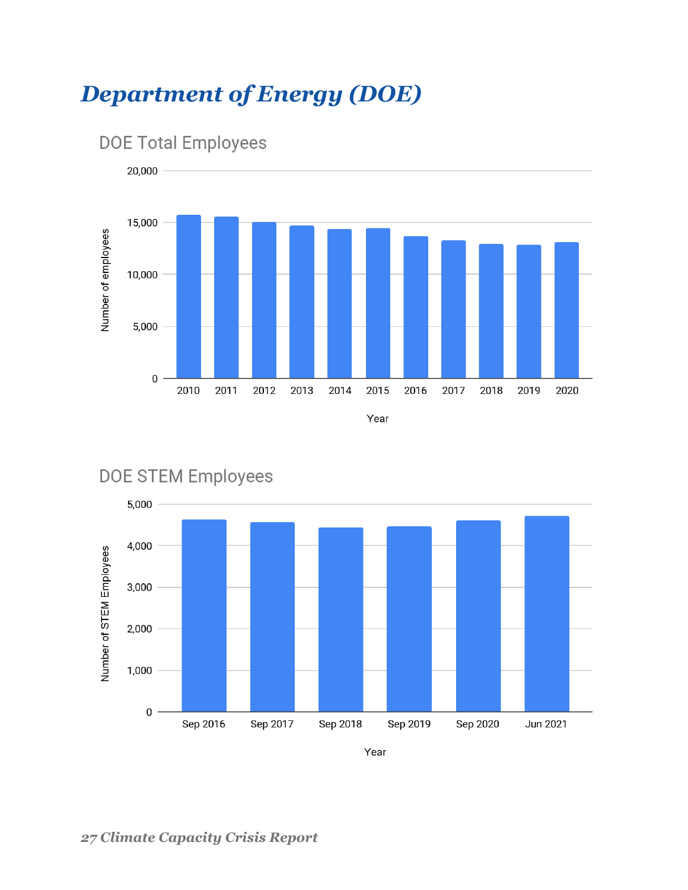# Department of Energy (DOE)

DOE Total Employees

DOE STEM Employees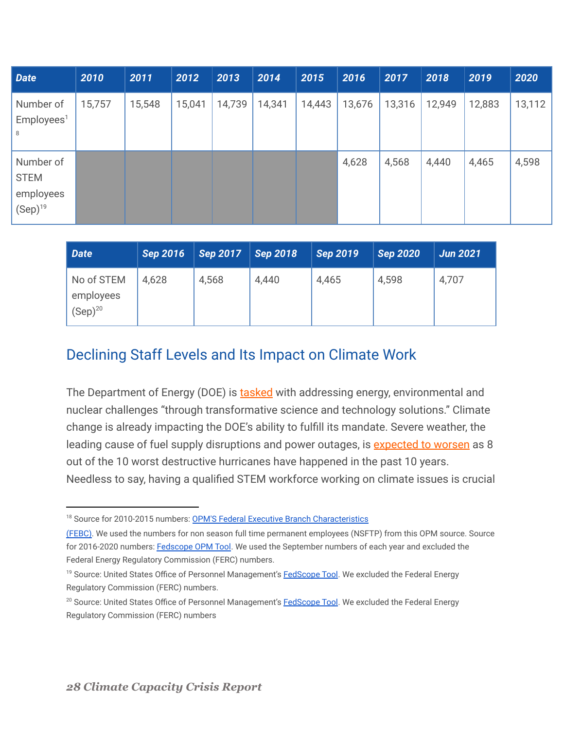| Date | 2010 | 2011 | 2012 | 2013 | 2014 | 2015 | 2016 | 2017 | 2018 | 2019 | 2020 |
|---|---|---|---|---|---|---|---|---|---|---|---|
| Number of Employees[18] | 15,757 | 15,548 | 15,041 | 14,739 | 14,341 | 14,443 | 13,676 | 13,316 | 12,949 | 12,883 | 13,112 |
| Number of STEM employees (Sep)[19] | | | | | | | 4,628 | 4,568 | 4,440 | 4,465 | 4,598 |

| Date | Sep 2016 | Sep 2017 | Sep 2018 | Sep 2019 | Sep 2020 | Jun 2021 |
|---|---|---|---|---|---|---|
| No of STEM employees (Sep)[20] | 4,628 | 4,568 | 4,440 | 4,465 | 4,598 | 4,707 |

## Declining Staff Levels and Its Impact on Climate Work

The Department of Energy (DOE) is tasked with addressing energy, environmental and nuclear challenges "through transformative science and technology solutions." Climate change is already impacting the DOE's ability to fulfill its mandate. Severe weather, the leading cause of fuel supply disruptions and power outages, is expected to worsen as 8 out of the 10 worst destructive hurricanes have happened in the past 10 years. Needless to say, having a qualified STEM workforce working on climate issues is crucial

---

[18] Source for 2010-2015 numbers: OPM'S Federal Executive Branch Characteristics (FEBC). We used the numbers for non season full time permanent employees (NSFTP) from this OPM source. Source for 2016-2020 numbers: Fedscope OPM Tool. We used the September numbers of each year and excluded the Federal Energy Regulatory Commission (FERC) numbers.

[19] Source: United States Office of Personnel Management's FedScope Tool. We excluded the Federal Energy Regulatory Commission (FERC) numbers.

[20] Source: United States Office of Personnel Management's FedScope Tool. We excluded the Federal Energy Regulatory Commission (FERC) numbers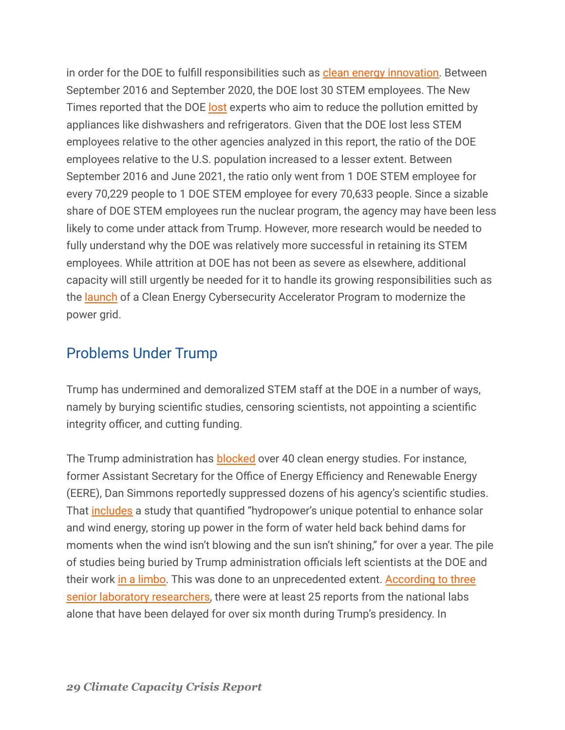in order for the DOE to fulfill responsibilities such as clean energy innovation. Between September 2016 and September 2020, the DOE lost 30 STEM employees. The New Times reported that the DOE lost experts who aim to reduce the pollution emitted by appliances like dishwashers and refrigerators. Given that the DOE lost less STEM employees relative to the other agencies analyzed in this report, the ratio of the DOE employees relative to the U.S. population increased to a lesser extent. Between September 2016 and June 2021, the ratio only went from 1 DOE STEM employee for every 70,229 people to 1 DOE STEM employee for every 70,633 people. Since a sizable share of DOE STEM employees run the nuclear program, the agency may have been less likely to come under attack from Trump. However, more research would be needed to fully understand why the DOE was relatively more successful in retaining its STEM employees. While attrition at DOE has not been as severe as elsewhere, additional capacity will still urgently be needed for it to handle its growing responsibilities such as the launch of a Clean Energy Cybersecurity Accelerator Program to modernize the power grid.

## Problems Under Trump

Trump has undermined and demoralized STEM staff at the DOE in a number of ways, namely by burying scientific studies, censoring scientists, not appointing a scientific integrity officer, and cutting funding.

The Trump administration has blocked over 40 clean energy studies. For instance, former Assistant Secretary for the Office of Energy Efficiency and Renewable Energy (EERE), Dan Simmons reportedly suppressed dozens of his agency's scientific studies. That includes a study that quantified "hydropower's unique potential to enhance solar and wind energy, storing up power in the form of water held back behind dams for moments when the wind isn't blowing and the sun isn't shining," for over a year. The pile of studies being buried by Trump administration officials left scientists at the DOE and their work in a limbo. This was done to an unprecedented extent. According to three senior laboratory researchers, there were at least 25 reports from the national labs alone that have been delayed for over six month during Trump's presidency. In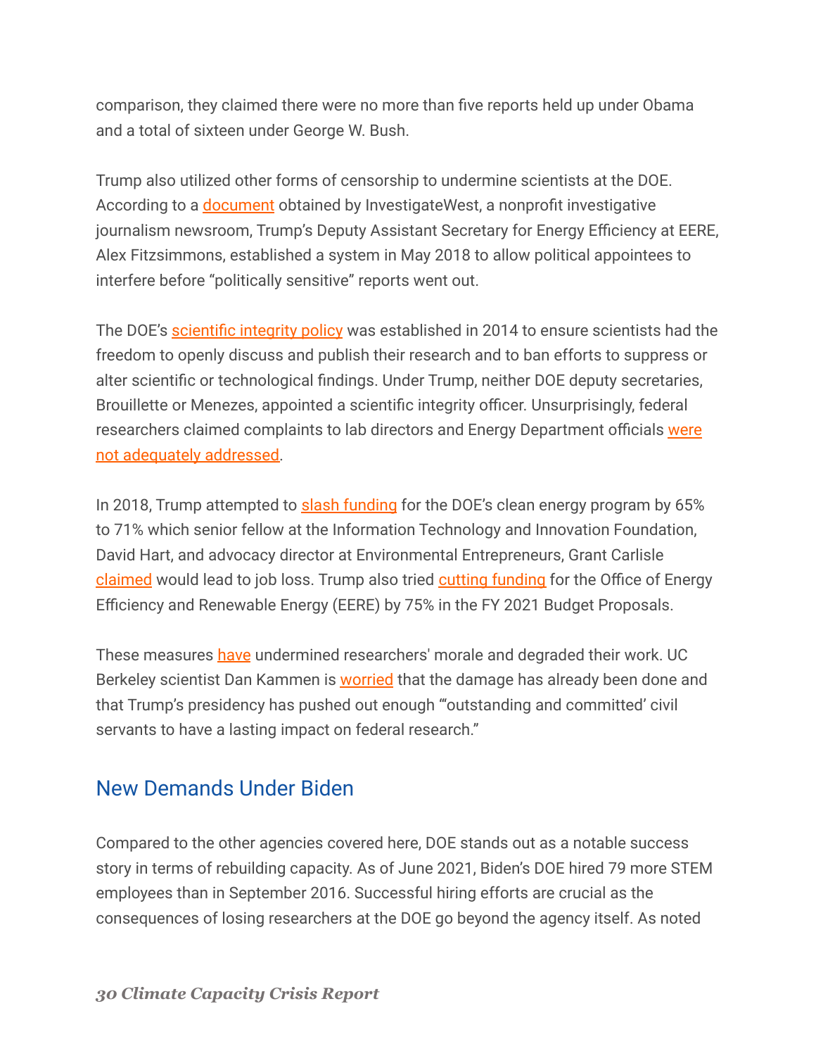comparison, they claimed there were no more than five reports held up under Obama and a total of sixteen under George W. Bush.

Trump also utilized other forms of censorship to undermine scientists at the DOE. According to a document obtained by InvestigateWest, a nonprofit investigative journalism newsroom, Trump's Deputy Assistant Secretary for Energy Efficiency at EERE, Alex Fitzsimmons, established a system in May 2018 to allow political appointees to interfere before "politically sensitive" reports went out.

The DOE's scientific integrity policy was established in 2014 to ensure scientists had the freedom to openly discuss and publish their research and to ban efforts to suppress or alter scientific or technological findings. Under Trump, neither DOE deputy secretaries, Brouillette or Menezes, appointed a scientific integrity officer. Unsurprisingly, federal researchers claimed complaints to lab directors and Energy Department officials were not adequately addressed.

In 2018, Trump attempted to slash funding for the DOE's clean energy program by 65% to 71% which senior fellow at the Information Technology and Innovation Foundation, David Hart, and advocacy director at Environmental Entrepreneurs, Grant Carlisle claimed would lead to job loss. Trump also tried cutting funding for the Office of Energy Efficiency and Renewable Energy (EERE) by 75% in the FY 2021 Budget Proposals.

These measures have undermined researchers' morale and degraded their work. UC Berkeley scientist Dan Kammen is worried that the damage has already been done and that Trump's presidency has pushed out enough "'outstanding and committed' civil servants to have a lasting impact on federal research."

## New Demands Under Biden

Compared to the other agencies covered here, DOE stands out as a notable success story in terms of rebuilding capacity. As of June 2021, Biden's DOE hired 79 more STEM employees than in September 2016. Successful hiring efforts are crucial as the consequences of losing researchers at the DOE go beyond the agency itself. As noted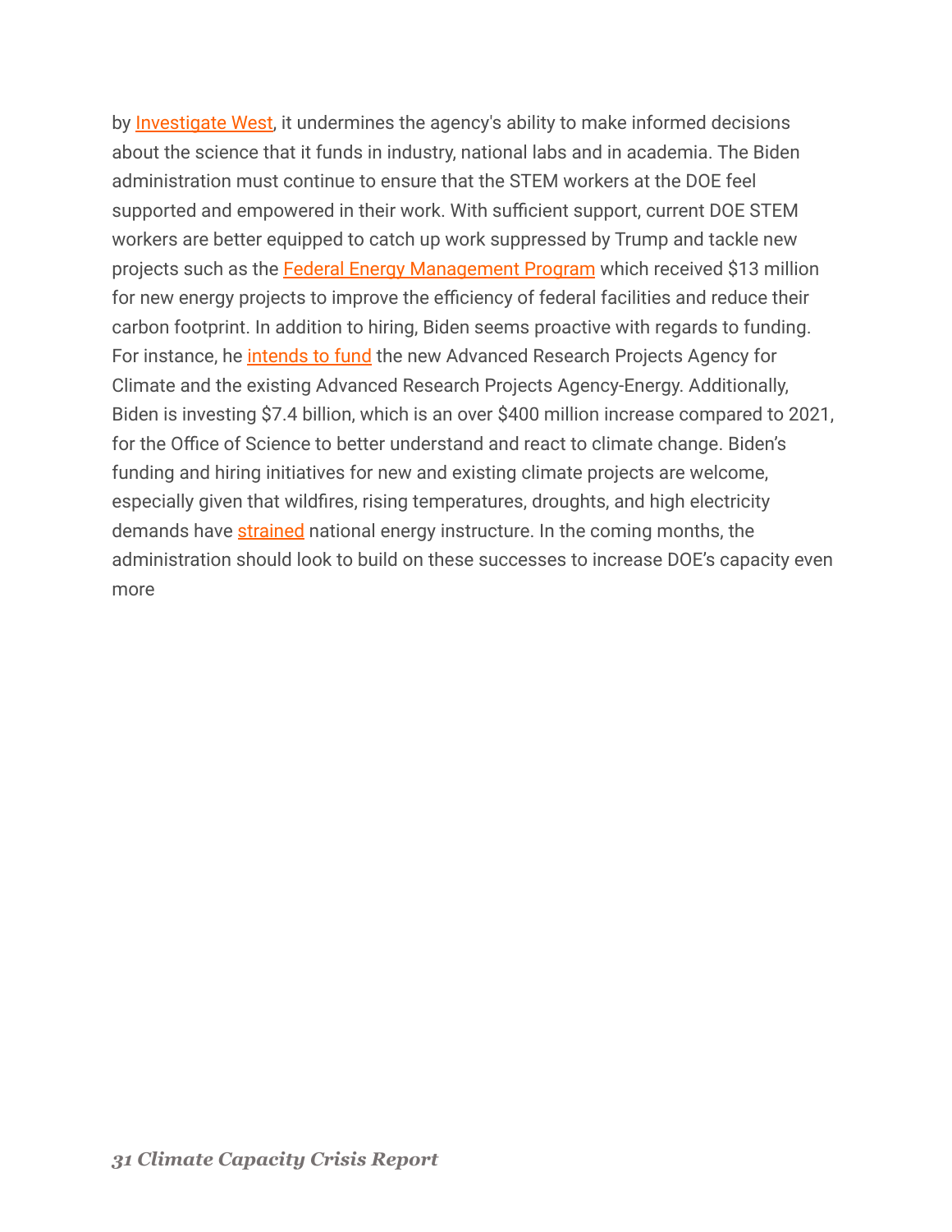by Investigate West, it undermines the agency's ability to make informed decisions about the science that it funds in industry, national labs and in academia. The Biden administration must continue to ensure that the STEM workers at the DOE feel supported and empowered in their work. With sufficient support, current DOE STEM workers are better equipped to catch up work suppressed by Trump and tackle new projects such as the Federal Energy Management Program which received $13 million for new energy projects to improve the efficiency of federal facilities and reduce their carbon footprint. In addition to hiring, Biden seems proactive with regards to funding. For instance, he intends to fund the new Advanced Research Projects Agency for Climate and the existing Advanced Research Projects Agency-Energy. Additionally, Biden is investing $7.4 billion, which is an over $400 million increase compared to 2021, for the Office of Science to better understand and react to climate change. Biden's funding and hiring initiatives for new and existing climate projects are welcome, especially given that wildfires, rising temperatures, droughts, and high electricity demands have strained national energy instructure. In the coming months, the administration should look to build on these successes to increase DOE's capacity even more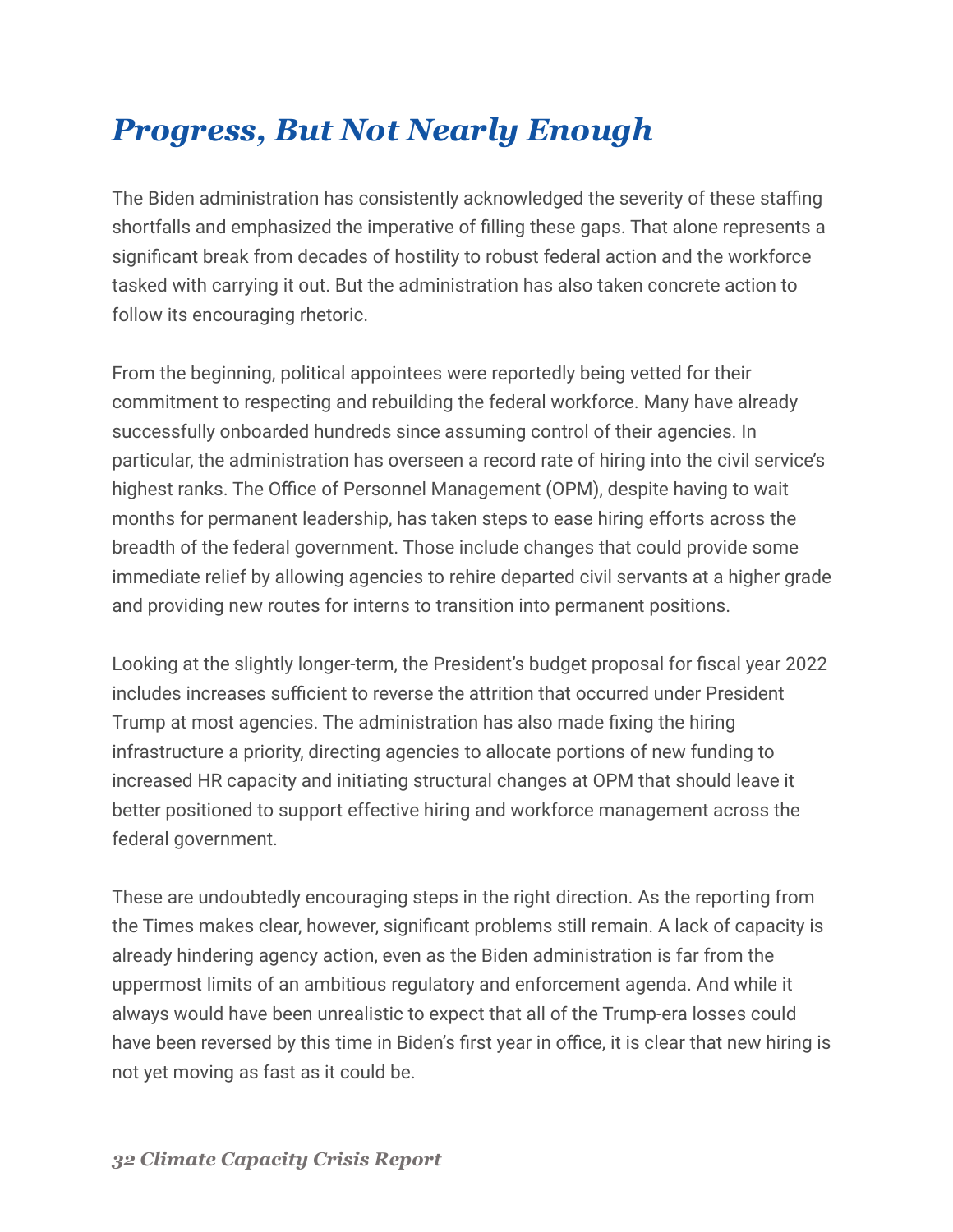# *Progress, But Not Nearly Enough*

The Biden administration has consistently acknowledged the severity of these staffing shortfalls and emphasized the imperative of filling these gaps. That alone represents a significant break from decades of hostility to robust federal action and the workforce tasked with carrying it out. But the administration has also taken concrete action to follow its encouraging rhetoric.

From the beginning, political appointees were reportedly being vetted for their commitment to respecting and rebuilding the federal workforce. Many have already successfully onboarded hundreds since assuming control of their agencies. In particular, the administration has overseen a record rate of hiring into the civil service's highest ranks. The Office of Personnel Management (OPM), despite having to wait months for permanent leadership, has taken steps to ease hiring efforts across the breadth of the federal government. Those include changes that could provide some immediate relief by allowing agencies to rehire departed civil servants at a higher grade and providing new routes for interns to transition into permanent positions.

Looking at the slightly longer-term, the President's budget proposal for fiscal year 2022 includes increases sufficient to reverse the attrition that occurred under President Trump at most agencies. The administration has also made fixing the hiring infrastructure a priority, directing agencies to allocate portions of new funding to increased HR capacity and initiating structural changes at OPM that should leave it better positioned to support effective hiring and workforce management across the federal government.

These are undoubtedly encouraging steps in the right direction. As the reporting from the Times makes clear, however, significant problems still remain. A lack of capacity is already hindering agency action, even as the Biden administration is far from the uppermost limits of an ambitious regulatory and enforcement agenda. And while it always would have been unrealistic to expect that all of the Trump-era losses could have been reversed by this time in Biden's first year in office, it is clear that new hiring is not yet moving as fast as it could be.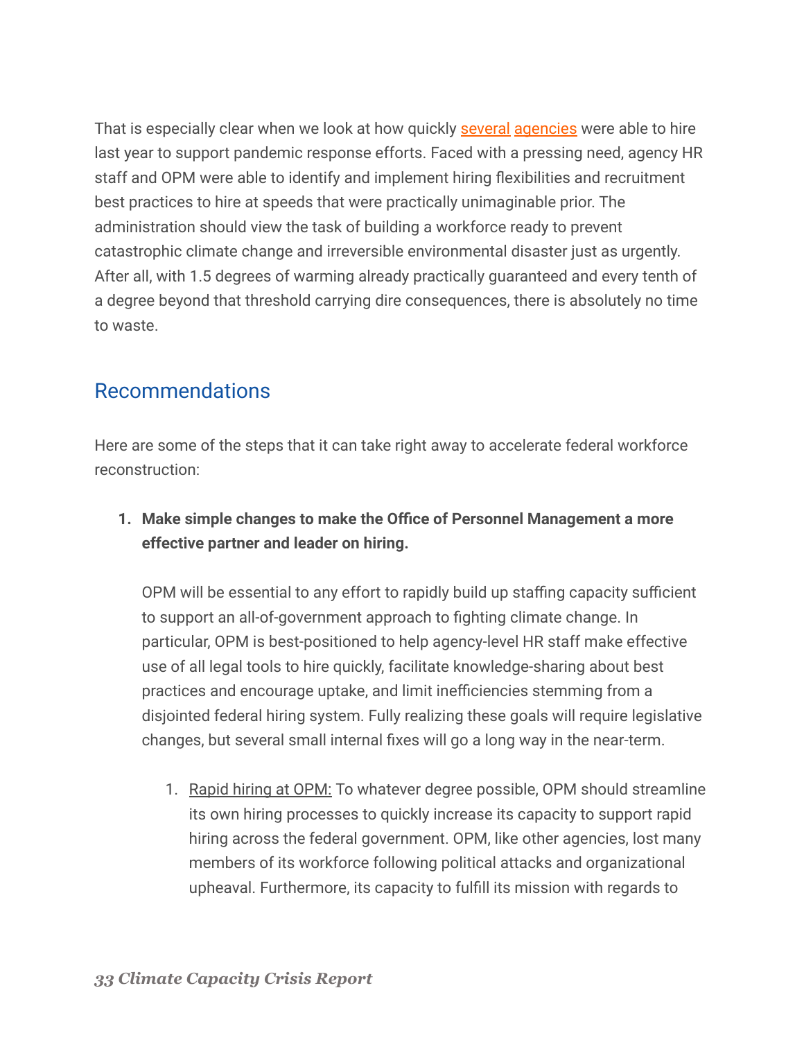That is especially clear when we look at how quickly several agencies were able to hire last year to support pandemic response efforts. Faced with a pressing need, agency HR staff and OPM were able to identify and implement hiring flexibilities and recruitment best practices to hire at speeds that were practically unimaginable prior. The administration should view the task of building a workforce ready to prevent catastrophic climate change and irreversible environmental disaster just as urgently. After all, with 1.5 degrees of warming already practically guaranteed and every tenth of a degree beyond that threshold carrying dire consequences, there is absolutely no time to waste.

## Recommendations

Here are some of the steps that it can take right away to accelerate federal workforce reconstruction:

1. **Make simple changes to make the Office of Personnel Management a more effective partner and leader on hiring.**

   OPM will be essential to any effort to rapidly build up staffing capacity sufficient to support an all-of-government approach to fighting climate change. In particular, OPM is best-positioned to help agency-level HR staff make effective use of all legal tools to hire quickly, facilitate knowledge-sharing about best practices and encourage uptake, and limit inefficiencies stemming from a disjointed federal hiring system. Fully realizing these goals will require legislative changes, but several small internal fixes will go a long way in the near-term.

   1. Rapid hiring at OPM: To whatever degree possible, OPM should streamline its own hiring processes to quickly increase its capacity to support rapid hiring across the federal government. OPM, like other agencies, lost many members of its workforce following political attacks and organizational upheaval. Furthermore, its capacity to fulfill its mission with regards to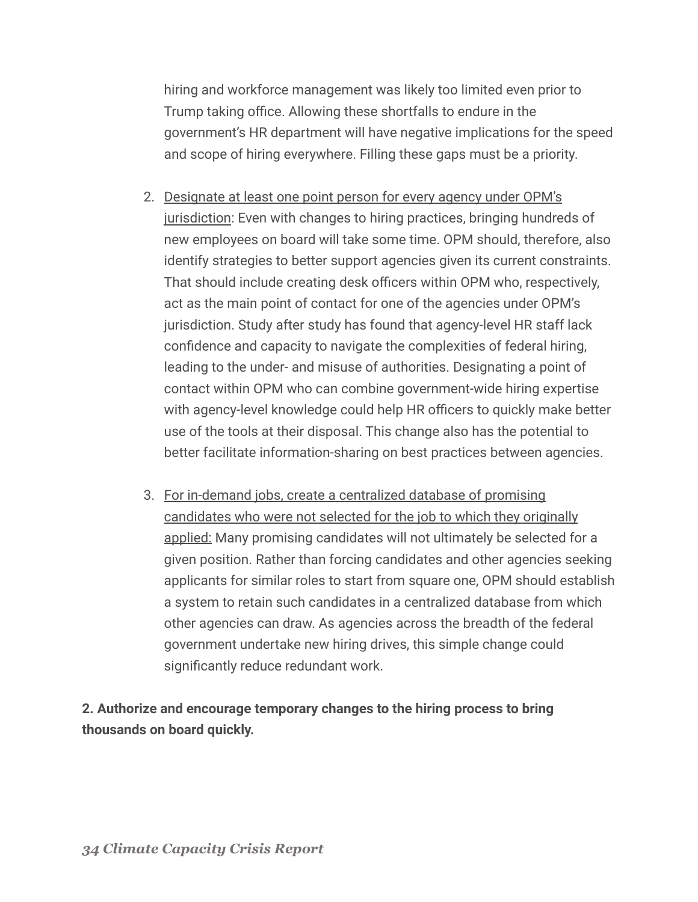hiring and workforce management was likely too limited even prior to Trump taking office. Allowing these shortfalls to endure in the government's HR department will have negative implications for the speed and scope of hiring everywhere. Filling these gaps must be a priority.

2. <u>Designate at least one point person for every agency under OPM's jurisdiction</u>: Even with changes to hiring practices, bringing hundreds of new employees on board will take some time. OPM should, therefore, also identify strategies to better support agencies given its current constraints. That should include creating desk officers within OPM who, respectively, act as the main point of contact for one of the agencies under OPM's jurisdiction. Study after study has found that agency-level HR staff lack confidence and capacity to navigate the complexities of federal hiring, leading to the under- and misuse of authorities. Designating a point of contact within OPM who can combine government-wide hiring expertise with agency-level knowledge could help HR officers to quickly make better use of the tools at their disposal. This change also has the potential to better facilitate information-sharing on best practices between agencies.

3. <u>For in-demand jobs, create a centralized database of promising candidates who were not selected for the job to which they originally applied:</u> Many promising candidates will not ultimately be selected for a given position. Rather than forcing candidates and other agencies seeking applicants for similar roles to start from square one, OPM should establish a system to retain such candidates in a centralized database from which other agencies can draw. As agencies across the breadth of the federal government undertake new hiring drives, this simple change could significantly reduce redundant work.

**2. Authorize and encourage temporary changes to the hiring process to bring thousands on board quickly.**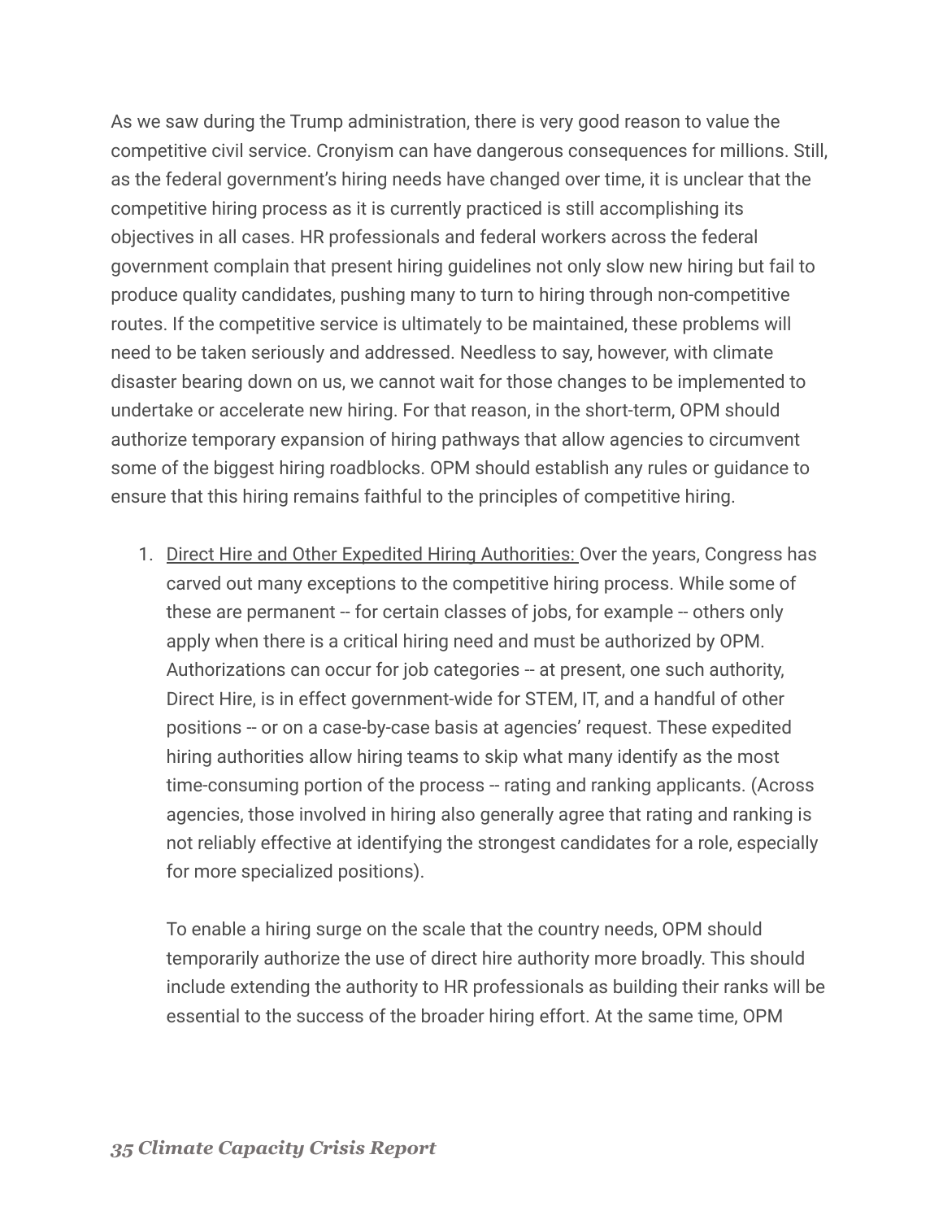As we saw during the Trump administration, there is very good reason to value the competitive civil service. Cronyism can have dangerous consequences for millions. Still, as the federal government's hiring needs have changed over time, it is unclear that the competitive hiring process as it is currently practiced is still accomplishing its objectives in all cases. HR professionals and federal workers across the federal government complain that present hiring guidelines not only slow new hiring but fail to produce quality candidates, pushing many to turn to hiring through non-competitive routes. If the competitive service is ultimately to be maintained, these problems will need to be taken seriously and addressed. Needless to say, however, with climate disaster bearing down on us, we cannot wait for those changes to be implemented to undertake or accelerate new hiring. For that reason, in the short-term, OPM should authorize temporary expansion of hiring pathways that allow agencies to circumvent some of the biggest hiring roadblocks. OPM should establish any rules or guidance to ensure that this hiring remains faithful to the principles of competitive hiring.

1. <u>Direct Hire and Other Expedited Hiring Authorities:</u> Over the years, Congress has carved out many exceptions to the competitive hiring process. While some of these are permanent -- for certain classes of jobs, for example -- others only apply when there is a critical hiring need and must be authorized by OPM. Authorizations can occur for job categories -- at present, one such authority, Direct Hire, is in effect government-wide for STEM, IT, and a handful of other positions -- or on a case-by-case basis at agencies' request. These expedited hiring authorities allow hiring teams to skip what many identify as the most time-consuming portion of the process -- rating and ranking applicants. (Across agencies, those involved in hiring also generally agree that rating and ranking is not reliably effective at identifying the strongest candidates for a role, especially for more specialized positions).

   To enable a hiring surge on the scale that the country needs, OPM should temporarily authorize the use of direct hire authority more broadly. This should include extending the authority to HR professionals as building their ranks will be essential to the success of the broader hiring effort. At the same time, OPM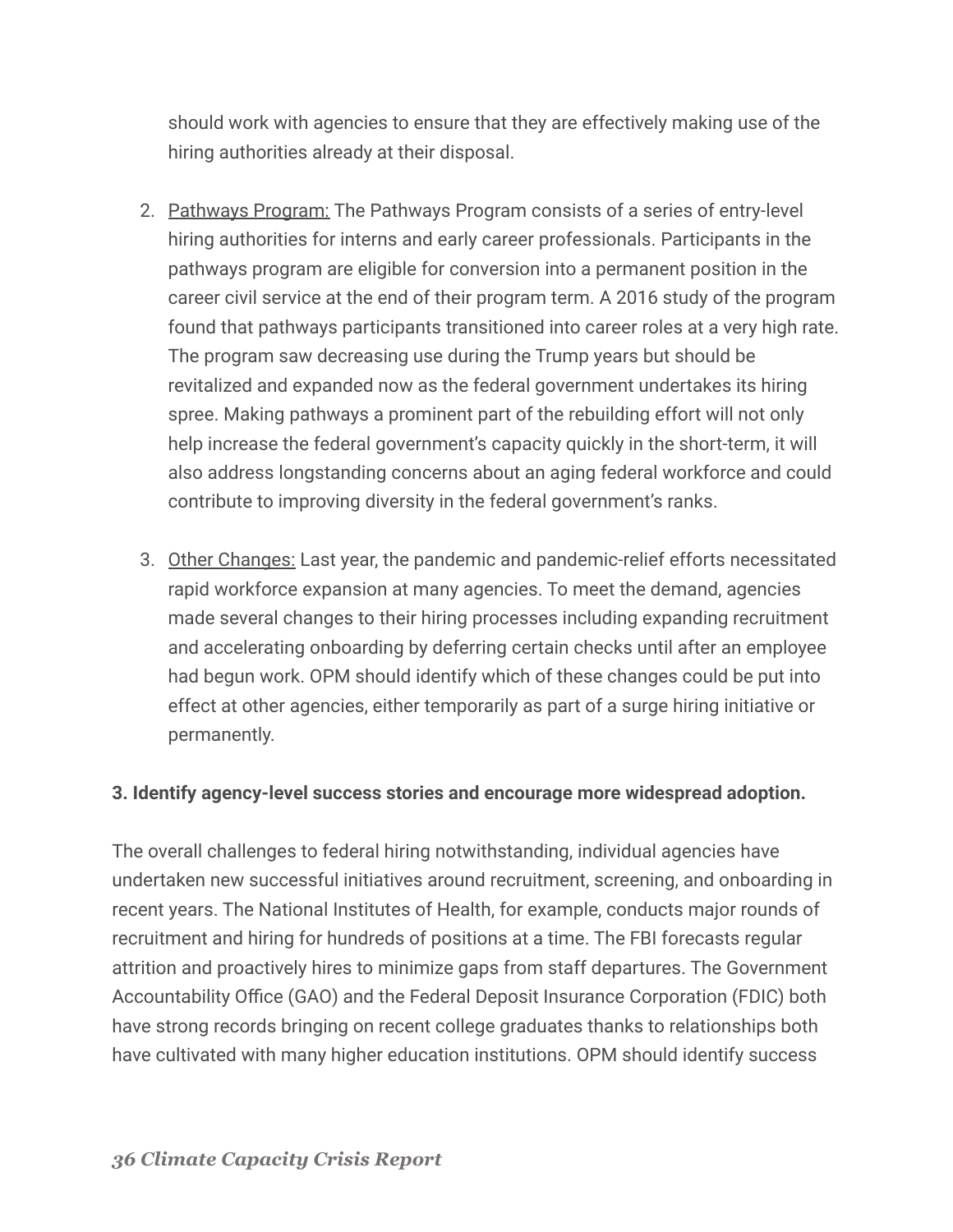should work with agencies to ensure that they are effectively making use of the hiring authorities already at their disposal.

2. <u>Pathways Program:</u> The Pathways Program consists of a series of entry-level hiring authorities for interns and early career professionals. Participants in the pathways program are eligible for conversion into a permanent position in the career civil service at the end of their program term. A 2016 study of the program found that pathways participants transitioned into career roles at a very high rate. The program saw decreasing use during the Trump years but should be revitalized and expanded now as the federal government undertakes its hiring spree. Making pathways a prominent part of the rebuilding effort will not only help increase the federal government's capacity quickly in the short-term, it will also address longstanding concerns about an aging federal workforce and could contribute to improving diversity in the federal government's ranks.

3. <u>Other Changes:</u> Last year, the pandemic and pandemic-relief efforts necessitated rapid workforce expansion at many agencies. To meet the demand, agencies made several changes to their hiring processes including expanding recruitment and accelerating onboarding by deferring certain checks until after an employee had begun work. OPM should identify which of these changes could be put into effect at other agencies, either temporarily as part of a surge hiring initiative or permanently.

**3. Identify agency-level success stories and encourage more widespread adoption.**

The overall challenges to federal hiring notwithstanding, individual agencies have undertaken new successful initiatives around recruitment, screening, and onboarding in recent years. The National Institutes of Health, for example, conducts major rounds of recruitment and hiring for hundreds of positions at a time. The FBI forecasts regular attrition and proactively hires to minimize gaps from staff departures. The Government Accountability Office (GAO) and the Federal Deposit Insurance Corporation (FDIC) both have strong records bringing on recent college graduates thanks to relationships both have cultivated with many higher education institutions. OPM should identify success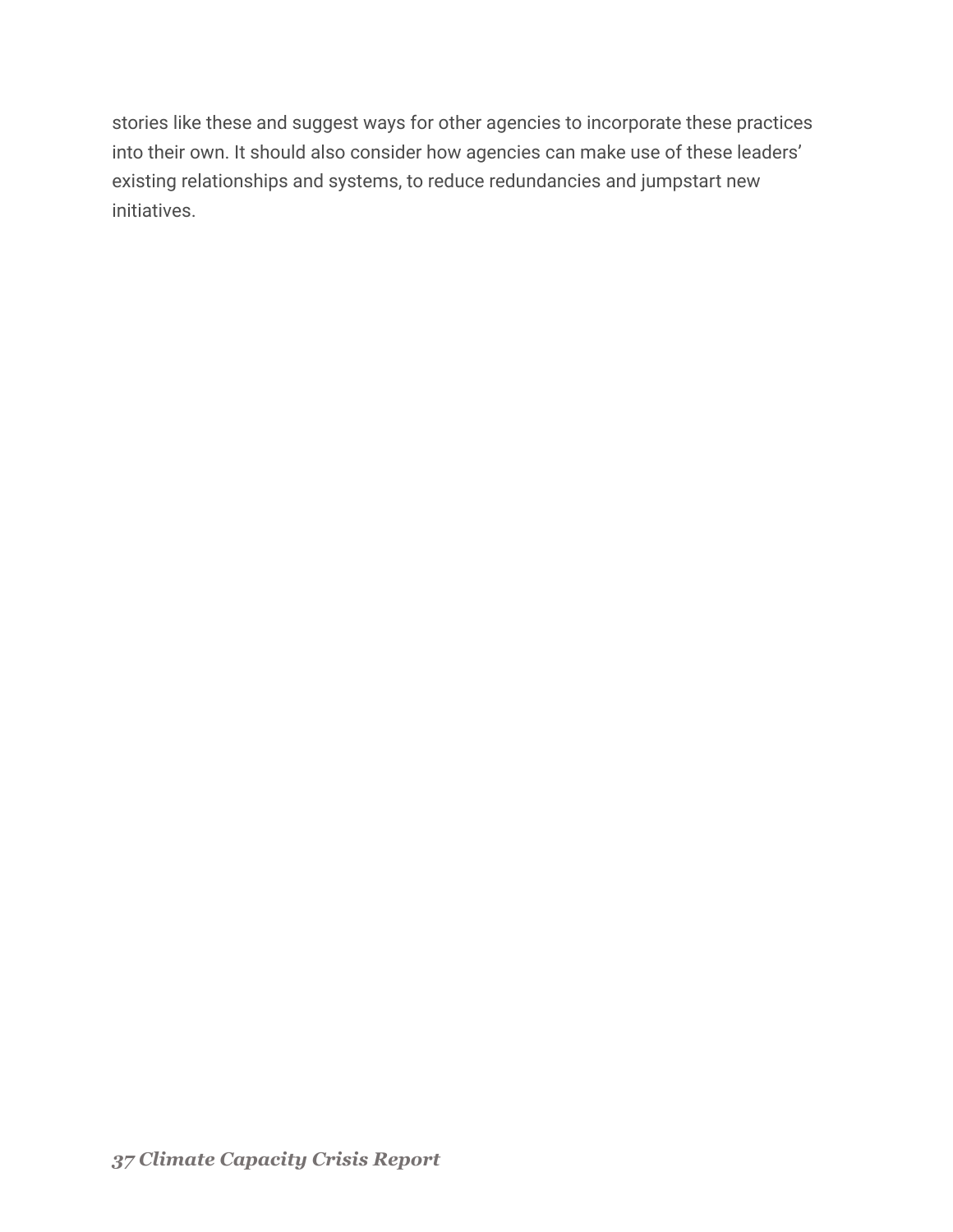stories like these and suggest ways for other agencies to incorporate these practices into their own. It should also consider how agencies can make use of these leaders' existing relationships and systems, to reduce redundancies and jumpstart new initiatives.